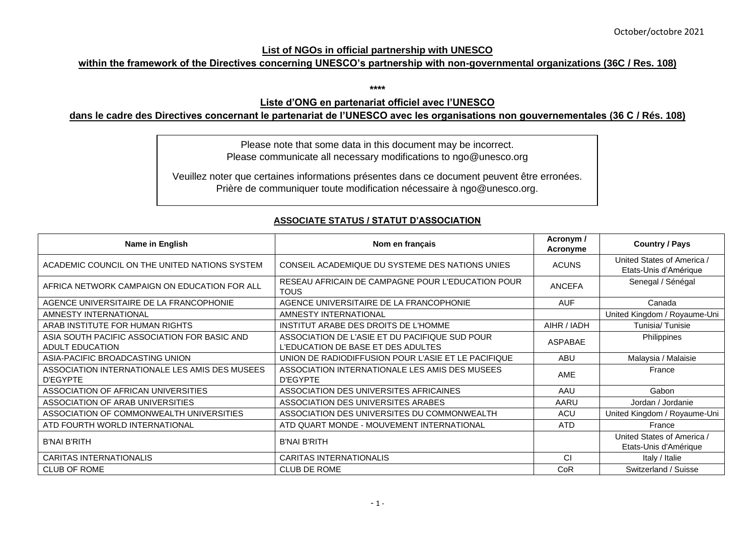October/octobre 2021

**List of NGOs in official partnership with UNESCO**

**within the framework of the Directives concerning UNESCO's partnership with non-governmental organizations (36C / Res. 108)**

\*\*\*\*

**Liste d'ONG en partenariat officiel avec l'UNESCO**

**dans le cadre des Directives concernant le partenariat de l'UNESCO avec les organisations non gouvernementales (36 C / Rés. 108)**

> Please note that some data in this document may be incorrect.
> Please communicate all necessary modifications to ngo@unesco.org
>
> Veuillez noter que certaines informations présentes dans ce document peuvent être erronées.
> Prière de communiquer toute modification nécessaire à ngo@unesco.org.

**ASSOCIATE STATUS / STATUT D'ASSOCIATION**

| Name in English | Nom en français | Acronym / Acronyme | Country / Pays |
|---|---|---|---|
| ACADEMIC COUNCIL ON THE UNITED NATIONS SYSTEM | CONSEIL ACADEMIQUE DU SYSTEME DES NATIONS UNIES | ACUNS | United States of America / Etats-Unis d'Amérique |
| AFRICA NETWORK CAMPAIGN ON EDUCATION FOR ALL | RESEAU AFRICAIN DE CAMPAGNE POUR L'EDUCATION POUR TOUS | ANCEFA | Senegal / Sénégal |
| AGENCE UNIVERSITAIRE DE LA FRANCOPHONIE | AGENCE UNIVERSITAIRE DE LA FRANCOPHONIE | AUF | Canada |
| AMNESTY INTERNATIONAL | AMNESTY INTERNATIONAL | | United Kingdom / Royaume-Uni |
| ARAB INSTITUTE FOR HUMAN RIGHTS | INSTITUT ARABE DES DROITS DE L'HOMME | AIHR / IADH | Tunisia/ Tunisie |
| ASIA SOUTH PACIFIC ASSOCIATION FOR BASIC AND ADULT EDUCATION | ASSOCIATION DE L'ASIE ET DU PACIFIQUE SUD POUR L'EDUCATION DE BASE ET DES ADULTES | ASPABAE | Philippines |
| ASIA-PACIFIC BROADCASTING UNION | UNION DE RADIODIFFUSION POUR L'ASIE ET LE PACIFIQUE | ABU | Malaysia / Malaisie |
| ASSOCIATION INTERNATIONALE LES AMIS DES MUSEES D'EGYPTE | ASSOCIATION INTERNATIONALE LES AMIS DES MUSEES D'EGYPTE | AME | France |
| ASSOCIATION OF AFRICAN UNIVERSITIES | ASSOCIATION DES UNIVERSITES AFRICAINES | AAU | Gabon |
| ASSOCIATION OF ARAB UNIVERSITIES | ASSOCIATION DES UNIVERSITES ARABES | AARU | Jordan / Jordanie |
| ASSOCIATION OF COMMONWEALTH UNIVERSITIES | ASSOCIATION DES UNIVERSITES DU COMMONWEALTH | ACU | United Kingdom / Royaume-Uni |
| ATD FOURTH WORLD INTERNATIONAL | ATD QUART MONDE - MOUVEMENT INTERNATIONAL | ATD | France |
| B'NAI B'RITH | B'NAI B'RITH | | United States of America / Etats-Unis d'Amérique |
| CARITAS INTERNATIONALIS | CARITAS INTERNATIONALIS | CI | Italy / Italie |
| CLUB OF ROME | CLUB DE ROME | CoR | Switzerland / Suisse |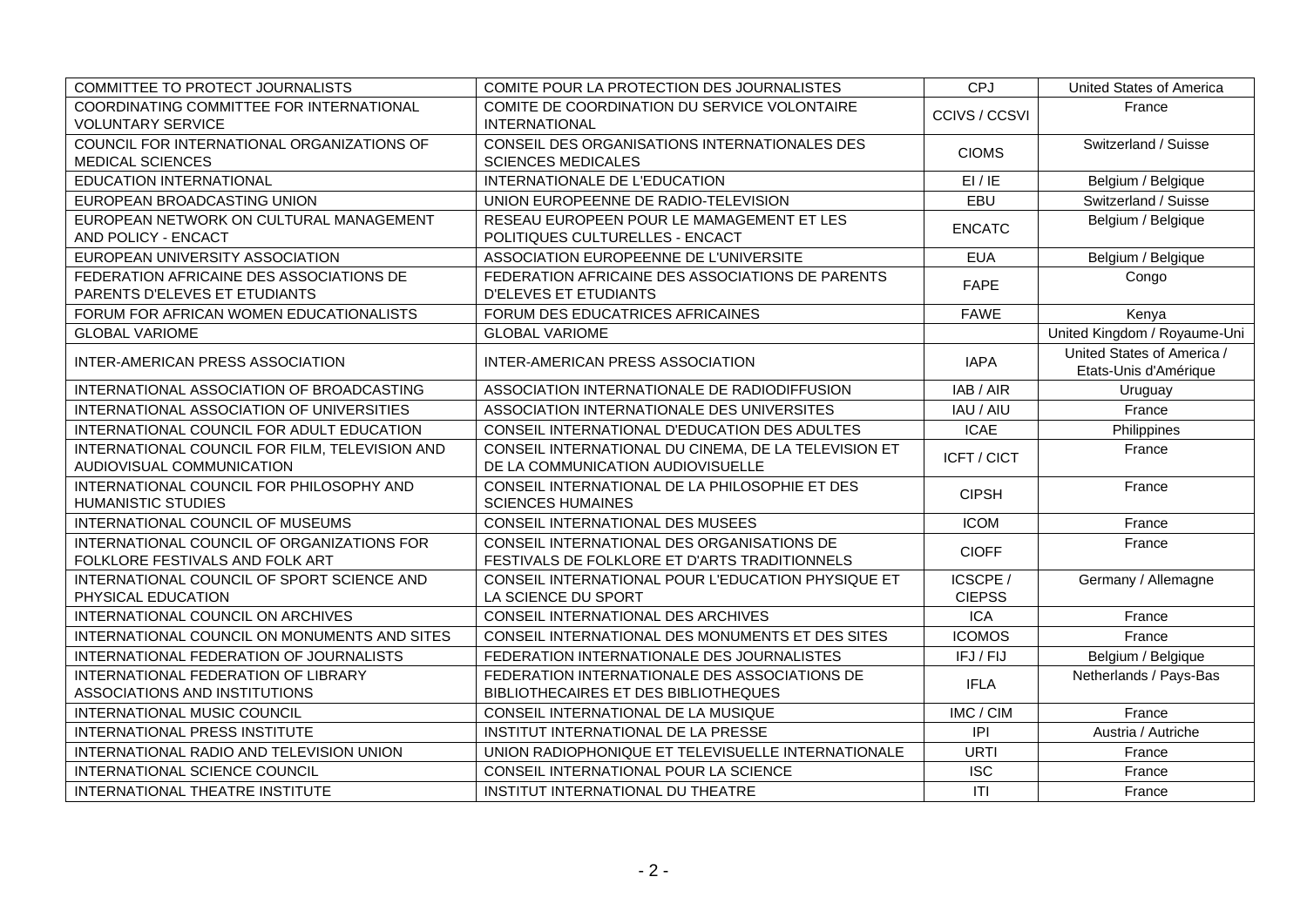| COMMITTEE TO PROTECT JOURNALISTS | COMITE POUR LA PROTECTION DES JOURNALISTES | CPJ | United States of America |
|---|---|---|---|
| COORDINATING COMMITTEE FOR INTERNATIONAL VOLUNTARY SERVICE | COMITE DE COORDINATION DU SERVICE VOLONTAIRE INTERNATIONAL | CCIVS / CCSVI | France |
| COUNCIL FOR INTERNATIONAL ORGANIZATIONS OF MEDICAL SCIENCES | CONSEIL DES ORGANISATIONS INTERNATIONALES DES SCIENCES MEDICALES | CIOMS | Switzerland / Suisse |
| EDUCATION INTERNATIONAL | INTERNATIONALE DE L'EDUCATION | EI / IE | Belgium / Belgique |
| EUROPEAN BROADCASTING UNION | UNION EUROPEENNE DE RADIO-TELEVISION | EBU | Switzerland / Suisse |
| EUROPEAN NETWORK ON CULTURAL MANAGEMENT AND POLICY - ENCACT | RESEAU EUROPEEN POUR LE MAMAGEMENT ET LES POLITIQUES CULTURELLES - ENCACT | ENCATC | Belgium / Belgique |
| EUROPEAN UNIVERSITY ASSOCIATION | ASSOCIATION EUROPEENNE DE L'UNIVERSITE | EUA | Belgium / Belgique |
| FEDERATION AFRICAINE DES ASSOCIATIONS DE PARENTS D'ELEVES ET ETUDIANTS | FEDERATION AFRICAINE DES ASSOCIATIONS DE PARENTS D'ELEVES ET ETUDIANTS | FAPE | Congo |
| FORUM FOR AFRICAN WOMEN EDUCATIONALISTS | FORUM DES EDUCATRICES AFRICAINES | FAWE | Kenya |
| GLOBAL VARIOME | GLOBAL VARIOME | | United Kingdom / Royaume-Uni |
| INTER-AMERICAN PRESS ASSOCIATION | INTER-AMERICAN PRESS ASSOCIATION | IAPA | United States of America / Etats-Unis d'Amérique |
| INTERNATIONAL ASSOCIATION OF BROADCASTING | ASSOCIATION INTERNATIONALE DE RADIODIFFUSION | IAB / AIR | Uruguay |
| INTERNATIONAL ASSOCIATION OF UNIVERSITIES | ASSOCIATION INTERNATIONALE DES UNIVERSITES | IAU / AIU | France |
| INTERNATIONAL COUNCIL FOR ADULT EDUCATION | CONSEIL INTERNATIONAL D'EDUCATION DES ADULTES | ICAE | Philippines |
| INTERNATIONAL COUNCIL FOR FILM, TELEVISION AND AUDIOVISUAL COMMUNICATION | CONSEIL INTERNATIONAL DU CINEMA, DE LA TELEVISION ET DE LA COMMUNICATION AUDIOVISUELLE | ICFT / CICT | France |
| INTERNATIONAL COUNCIL FOR PHILOSOPHY AND HUMANISTIC STUDIES | CONSEIL INTERNATIONAL DE LA PHILOSOPHIE ET DES SCIENCES HUMAINES | CIPSH | France |
| INTERNATIONAL COUNCIL OF MUSEUMS | CONSEIL INTERNATIONAL DES MUSEES | ICOM | France |
| INTERNATIONAL COUNCIL OF ORGANIZATIONS FOR FOLKLORE FESTIVALS AND FOLK ART | CONSEIL INTERNATIONAL DES ORGANISATIONS DE FESTIVALS DE FOLKLORE ET D'ARTS TRADITIONNELS | CIOFF | France |
| INTERNATIONAL COUNCIL OF SPORT SCIENCE AND PHYSICAL EDUCATION | CONSEIL INTERNATIONAL POUR L'EDUCATION PHYSIQUE ET LA SCIENCE DU SPORT | ICSCPE / CIEPSS | Germany / Allemagne |
| INTERNATIONAL COUNCIL ON ARCHIVES | CONSEIL INTERNATIONAL DES ARCHIVES | ICA | France |
| INTERNATIONAL COUNCIL ON MONUMENTS AND SITES | CONSEIL INTERNATIONAL DES MONUMENTS ET DES SITES | ICOMOS | France |
| INTERNATIONAL FEDERATION OF JOURNALISTS | FEDERATION INTERNATIONALE DES JOURNALISTES | IFJ / FIJ | Belgium / Belgique |
| INTERNATIONAL FEDERATION OF LIBRARY ASSOCIATIONS AND INSTITUTIONS | FEDERATION INTERNATIONALE DES ASSOCIATIONS DE BIBLIOTHECAIRES ET DES BIBLIOTHEQUES | IFLA | Netherlands / Pays-Bas |
| INTERNATIONAL MUSIC COUNCIL | CONSEIL INTERNATIONAL DE LA MUSIQUE | IMC / CIM | France |
| INTERNATIONAL PRESS INSTITUTE | INSTITUT INTERNATIONAL DE LA PRESSE | IPI | Austria / Autriche |
| INTERNATIONAL RADIO AND TELEVISION UNION | UNION RADIOPHONIQUE ET TELEVISUELLE INTERNATIONALE | URTI | France |
| INTERNATIONAL SCIENCE COUNCIL | CONSEIL INTERNATIONAL POUR LA SCIENCE | ISC | France |
| INTERNATIONAL THEATRE INSTITUTE | INSTITUT INTERNATIONAL DU THEATRE | ITI | France |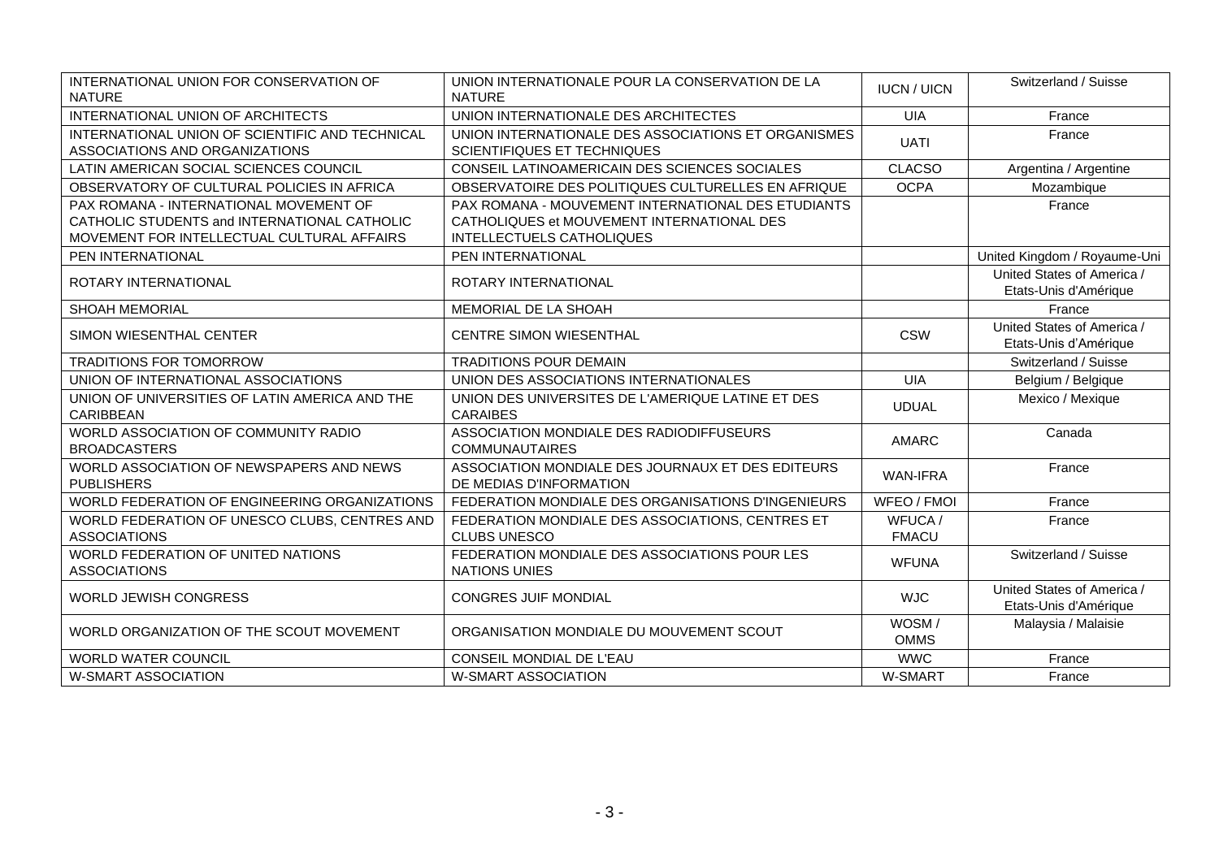| | | | |
|---|---|---|---|
| INTERNATIONAL UNION FOR CONSERVATION OF NATURE | UNION INTERNATIONALE POUR LA CONSERVATION DE LA NATURE | IUCN / UICN | Switzerland / Suisse |
| INTERNATIONAL UNION OF ARCHITECTS | UNION INTERNATIONALE DES ARCHITECTES | UIA | France |
| INTERNATIONAL UNION OF SCIENTIFIC AND TECHNICAL ASSOCIATIONS AND ORGANIZATIONS | UNION INTERNATIONALE DES ASSOCIATIONS ET ORGANISMES SCIENTIFIQUES ET TECHNIQUES | UATI | France |
| LATIN AMERICAN SOCIAL SCIENCES COUNCIL | CONSEIL LATINOAMERICAIN DES SCIENCES SOCIALES | CLACSO | Argentina / Argentine |
| OBSERVATORY OF CULTURAL POLICIES IN AFRICA | OBSERVATOIRE DES POLITIQUES CULTURELLES EN AFRIQUE | OCPA | Mozambique |
| PAX ROMANA - INTERNATIONAL MOVEMENT OF CATHOLIC STUDENTS and INTERNATIONAL CATHOLIC MOVEMENT FOR INTELLECTUAL CULTURAL AFFAIRS | PAX ROMANA - MOUVEMENT INTERNATIONAL DES ETUDIANTS CATHOLIQUES et MOUVEMENT INTERNATIONAL DES INTELLECTUELS CATHOLIQUES | | France |
| PEN INTERNATIONAL | PEN INTERNATIONAL | | United Kingdom / Royaume-Uni |
| ROTARY INTERNATIONAL | ROTARY INTERNATIONAL | | United States of America / Etats-Unis d'Amérique |
| SHOAH MEMORIAL | MEMORIAL DE LA SHOAH | | France |
| SIMON WIESENTHAL CENTER | CENTRE SIMON WIESENTHAL | CSW | United States of America / Etats-Unis d'Amérique |
| TRADITIONS FOR TOMORROW | TRADITIONS POUR DEMAIN | | Switzerland / Suisse |
| UNION OF INTERNATIONAL ASSOCIATIONS | UNION DES ASSOCIATIONS INTERNATIONALES | UIA | Belgium / Belgique |
| UNION OF UNIVERSITIES OF LATIN AMERICA AND THE CARIBBEAN | UNION DES UNIVERSITES DE L'AMERIQUE LATINE ET DES CARAIBES | UDUAL | Mexico / Mexique |
| WORLD ASSOCIATION OF COMMUNITY RADIO BROADCASTERS | ASSOCIATION MONDIALE DES RADIODIFFUSEURS COMMUNAUTAIRES | AMARC | Canada |
| WORLD ASSOCIATION OF NEWSPAPERS AND NEWS PUBLISHERS | ASSOCIATION MONDIALE DES JOURNAUX ET DES EDITEURS DE MEDIAS D'INFORMATION | WAN-IFRA | France |
| WORLD FEDERATION OF ENGINEERING ORGANIZATIONS | FEDERATION MONDIALE DES ORGANISATIONS D'INGENIEURS | WFEO / FMOI | France |
| WORLD FEDERATION OF UNESCO CLUBS, CENTRES AND ASSOCIATIONS | FEDERATION MONDIALE DES ASSOCIATIONS, CENTRES ET CLUBS UNESCO | WFUCA / FMACU | France |
| WORLD FEDERATION OF UNITED NATIONS ASSOCIATIONS | FEDERATION MONDIALE DES ASSOCIATIONS POUR LES NATIONS UNIES | WFUNA | Switzerland / Suisse |
| WORLD JEWISH CONGRESS | CONGRES JUIF MONDIAL | WJC | United States of America / Etats-Unis d'Amérique |
| WORLD ORGANIZATION OF THE SCOUT MOVEMENT | ORGANISATION MONDIALE DU MOUVEMENT SCOUT | WOSM / OMMS | Malaysia / Malaisie |
| WORLD WATER COUNCIL | CONSEIL MONDIAL DE L'EAU | WWC | France |
| W-SMART ASSOCIATION | W-SMART ASSOCIATION | W-SMART | France |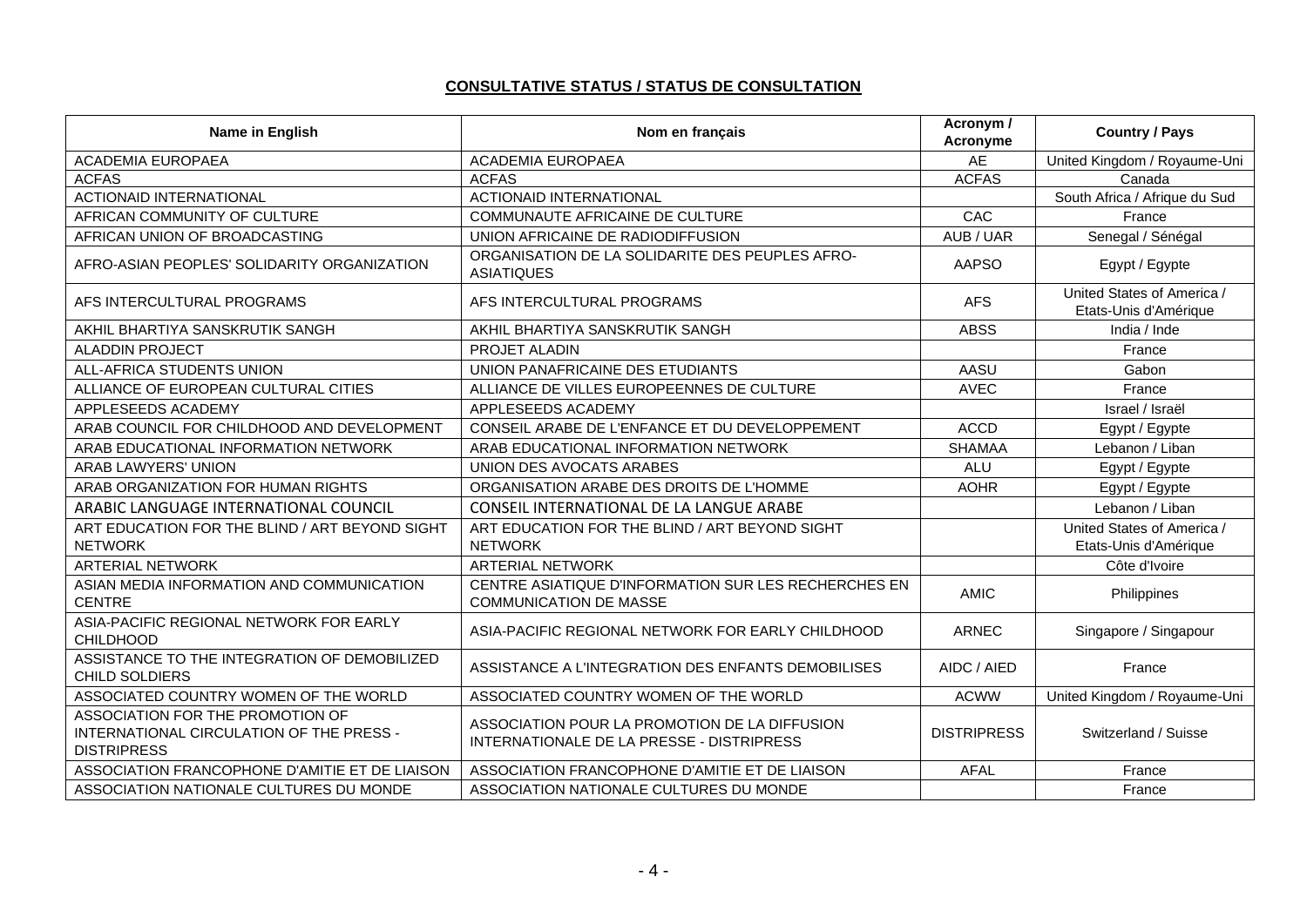**CONSULTATIVE STATUS / STATUS DE CONSULTATION**

| Name in English | Nom en français | Acronym / Acronyme | Country / Pays |
|---|---|---|---|
| ACADEMIA EUROPAEA | ACADEMIA EUROPAEA | AE | United Kingdom / Royaume-Uni |
| ACFAS | ACFAS | ACFAS | Canada |
| ACTIONAID INTERNATIONAL | ACTIONAID INTERNATIONAL | | South Africa / Afrique du Sud |
| AFRICAN COMMUNITY OF CULTURE | COMMUNAUTE AFRICAINE DE CULTURE | CAC | France |
| AFRICAN UNION OF BROADCASTING | UNION AFRICAINE DE RADIODIFFUSION | AUB / UAR | Senegal / Sénégal |
| AFRO-ASIAN PEOPLES' SOLIDARITY ORGANIZATION | ORGANISATION DE LA SOLIDARITE DES PEUPLES AFRO-ASIATIQUES | AAPSO | Egypt / Egypte |
| AFS INTERCULTURAL PROGRAMS | AFS INTERCULTURAL PROGRAMS | AFS | United States of America / Etats-Unis d'Amérique |
| AKHIL BHARTIYA SANSKRUTIK SANGH | AKHIL BHARTIYA SANSKRUTIK SANGH | ABSS | India / Inde |
| ALADDIN PROJECT | PROJET ALADIN | | France |
| ALL-AFRICA STUDENTS UNION | UNION PANAFRICAINE DES ETUDIANTS | AASU | Gabon |
| ALLIANCE OF EUROPEAN CULTURAL CITIES | ALLIANCE DE VILLES EUROPEENNES DE CULTURE | AVEC | France |
| APPLESEEDS ACADEMY | APPLESEEDS ACADEMY | | Israel / Israël |
| ARAB COUNCIL FOR CHILDHOOD AND DEVELOPMENT | CONSEIL ARABE DE L'ENFANCE ET DU DEVELOPPEMENT | ACCD | Egypt / Egypte |
| ARAB EDUCATIONAL INFORMATION NETWORK | ARAB EDUCATIONAL INFORMATION NETWORK | SHAMAA | Lebanon / Liban |
| ARAB LAWYERS' UNION | UNION DES AVOCATS ARABES | ALU | Egypt / Egypte |
| ARAB ORGANIZATION FOR HUMAN RIGHTS | ORGANISATION ARABE DES DROITS DE L'HOMME | AOHR | Egypt / Egypte |
| ARABIC LANGUAGE INTERNATIONAL COUNCIL | CONSEIL INTERNATIONAL DE LA LANGUE ARABE | | Lebanon / Liban |
| ART EDUCATION FOR THE BLIND / ART BEYOND SIGHT NETWORK | ART EDUCATION FOR THE BLIND / ART BEYOND SIGHT NETWORK | | United States of America / Etats-Unis d'Amérique |
| ARTERIAL NETWORK | ARTERIAL NETWORK | | Côte d'Ivoire |
| ASIAN MEDIA INFORMATION AND COMMUNICATION CENTRE | CENTRE ASIATIQUE D'INFORMATION SUR LES RECHERCHES EN COMMUNICATION DE MASSE | AMIC | Philippines |
| ASIA-PACIFIC REGIONAL NETWORK FOR EARLY CHILDHOOD | ASIA-PACIFIC REGIONAL NETWORK FOR EARLY CHILDHOOD | ARNEC | Singapore / Singapour |
| ASSISTANCE TO THE INTEGRATION OF DEMOBILIZED CHILD SOLDIERS | ASSISTANCE A L'INTEGRATION DES ENFANTS DEMOBILISES | AIDC / AIED | France |
| ASSOCIATED COUNTRY WOMEN OF THE WORLD | ASSOCIATED COUNTRY WOMEN OF THE WORLD | ACWW | United Kingdom / Royaume-Uni |
| ASSOCIATION FOR THE PROMOTION OF INTERNATIONAL CIRCULATION OF THE PRESS - DISTRIPRESS | ASSOCIATION POUR LA PROMOTION DE LA DIFFUSION INTERNATIONALE DE LA PRESSE - DISTRIPRESS | DISTRIPRESS | Switzerland / Suisse |
| ASSOCIATION FRANCOPHONE D'AMITIE ET DE LIAISON | ASSOCIATION FRANCOPHONE D'AMITIE ET DE LIAISON | AFAL | France |
| ASSOCIATION NATIONALE CULTURES DU MONDE | ASSOCIATION NATIONALE CULTURES DU MONDE | | France |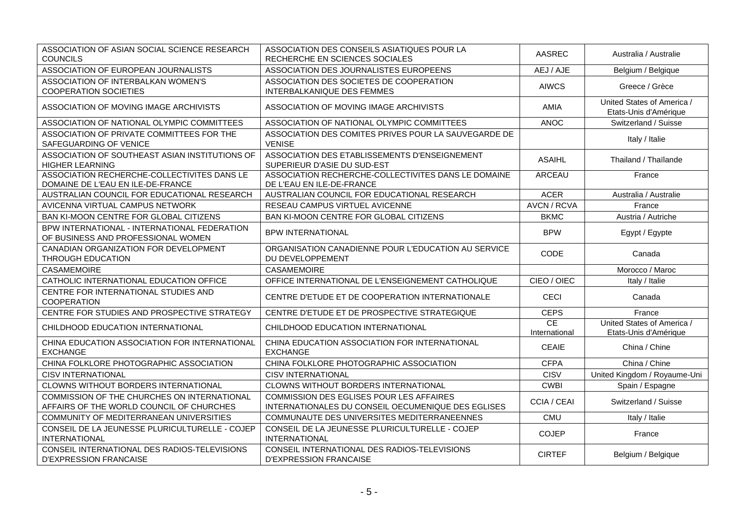| | | | |
|---|---|---|---|
| ASSOCIATION OF ASIAN SOCIAL SCIENCE RESEARCH COUNCILS | ASSOCIATION DES CONSEILS ASIATIQUES POUR LA RECHERCHE EN SCIENCES SOCIALES | AASREC | Australia / Australie |
| ASSOCIATION OF EUROPEAN JOURNALISTS | ASSOCIATION DES JOURNALISTES EUROPEENS | AEJ / AJE | Belgium / Belgique |
| ASSOCIATION OF INTERBALKAN WOMEN'S COOPERATION SOCIETIES | ASSOCIATION DES SOCIETES DE COOPERATION INTERBALKANIQUE DES FEMMES | AIWCS | Greece / Grèce |
| ASSOCIATION OF MOVING IMAGE ARCHIVISTS | ASSOCIATION OF MOVING IMAGE ARCHIVISTS | AMIA | United States of America / Etats-Unis d'Amérique |
| ASSOCIATION OF NATIONAL OLYMPIC COMMITTEES | ASSOCIATION OF NATIONAL OLYMPIC COMMITTEES | ANOC | Switzerland / Suisse |
| ASSOCIATION OF PRIVATE COMMITTEES FOR THE SAFEGUARDING OF VENICE | ASSOCIATION DES COMITES PRIVES POUR LA SAUVEGARDE DE VENISE | | Italy / Italie |
| ASSOCIATION OF SOUTHEAST ASIAN INSTITUTIONS OF HIGHER LEARNING | ASSOCIATION DES ETABLISSEMENTS D'ENSEIGNEMENT SUPERIEUR D'ASIE DU SUD-EST | ASAIHL | Thailand / Thaïlande |
| ASSOCIATION RECHERCHE-COLLECTIVITES DANS LE DOMAINE DE L'EAU EN ILE-DE-FRANCE | ASSOCIATION RECHERCHE-COLLECTIVITES DANS LE DOMAINE DE L'EAU EN ILE-DE-FRANCE | ARCEAU | France |
| AUSTRALIAN COUNCIL FOR EDUCATIONAL RESEARCH | AUSTRALIAN COUNCIL FOR EDUCATIONAL RESEARCH | ACER | Australia / Australie |
| AVICENNA VIRTUAL CAMPUS NETWORK | RESEAU CAMPUS VIRTUEL AVICENNE | AVCN / RCVA | France |
| BAN KI-MOON CENTRE FOR GLOBAL CITIZENS | BAN KI-MOON CENTRE FOR GLOBAL CITIZENS | BKMC | Austria / Autriche |
| BPW INTERNATIONAL - INTERNATIONAL FEDERATION OF BUSINESS AND PROFESSIONAL WOMEN | BPW INTERNATIONAL | BPW | Egypt / Egypte |
| CANADIAN ORGANIZATION FOR DEVELOPMENT THROUGH EDUCATION | ORGANISATION CANADIENNE POUR L'EDUCATION AU SERVICE DU DEVELOPPEMENT | CODE | Canada |
| CASAMEMOIRE | CASAMEMOIRE | | Morocco / Maroc |
| CATHOLIC INTERNATIONAL EDUCATION OFFICE | OFFICE INTERNATIONAL DE L'ENSEIGNEMENT CATHOLIQUE | CIEO / OIEC | Italy / Italie |
| CENTRE FOR INTERNATIONAL STUDIES AND COOPERATION | CENTRE D'ETUDE ET DE COOPERATION INTERNATIONALE | CECI | Canada |
| CENTRE FOR STUDIES AND PROSPECTIVE STRATEGY | CENTRE D'ETUDE ET DE PROSPECTIVE STRATEGIQUE | CEPS | France |
| CHILDHOOD EDUCATION INTERNATIONAL | CHILDHOOD EDUCATION INTERNATIONAL | CE International | United States of America / Etats-Unis d'Amérique |
| CHINA EDUCATION ASSOCIATION FOR INTERNATIONAL EXCHANGE | CHINA EDUCATION ASSOCIATION FOR INTERNATIONAL EXCHANGE | CEAIE | China / Chine |
| CHINA FOLKLORE PHOTOGRAPHIC ASSOCIATION | CHINA FOLKLORE PHOTOGRAPHIC ASSOCIATION | CFPA | China / Chine |
| CISV INTERNATIONAL | CISV INTERNATIONAL | CISV | United Kingdom / Royaume-Uni |
| CLOWNS WITHOUT BORDERS INTERNATIONAL | CLOWNS WITHOUT BORDERS INTERNATIONAL | CWBI | Spain / Espagne |
| COMMISSION OF THE CHURCHES ON INTERNATIONAL AFFAIRS OF THE WORLD COUNCIL OF CHURCHES | COMMISSION DES EGLISES POUR LES AFFAIRES INTERNATIONALES DU CONSEIL OECUMENIQUE DES EGLISES | CCIA / CEAI | Switzerland / Suisse |
| COMMUNITY OF MEDITERRANEAN UNIVERSITIES | COMMUNAUTE DES UNIVERSITES MEDITERRANEENNES | CMU | Italy / Italie |
| CONSEIL DE LA JEUNESSE PLURICULTURELLE - COJEP INTERNATIONAL | CONSEIL DE LA JEUNESSE PLURICULTURELLE - COJEP INTERNATIONAL | COJEP | France |
| CONSEIL INTERNATIONAL DES RADIOS-TELEVISIONS D'EXPRESSION FRANCAISE | CONSEIL INTERNATIONAL DES RADIOS-TELEVISIONS D'EXPRESSION FRANCAISE | CIRTEF | Belgium / Belgique |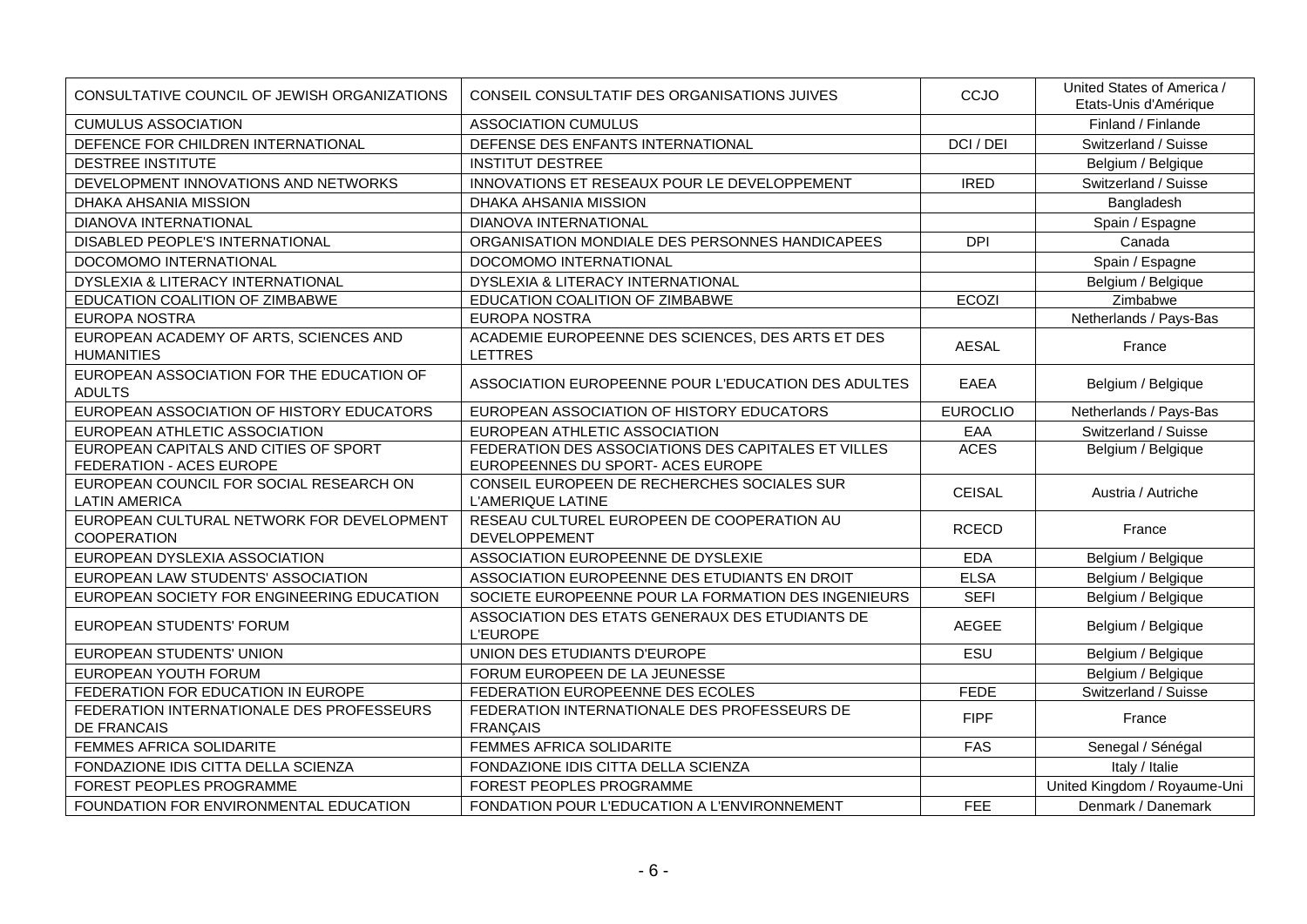| | | | |
|---|---|---|---|
| CONSULTATIVE COUNCIL OF JEWISH ORGANIZATIONS | CONSEIL CONSULTATIF DES ORGANISATIONS JUIVES | CCJO | United States of America / Etats-Unis d'Amérique |
| CUMULUS ASSOCIATION | ASSOCIATION CUMULUS | | Finland / Finlande |
| DEFENCE FOR CHILDREN INTERNATIONAL | DEFENSE DES ENFANTS INTERNATIONAL | DCI / DEI | Switzerland / Suisse |
| DESTREE INSTITUTE | INSTITUT DESTREE | | Belgium / Belgique |
| DEVELOPMENT INNOVATIONS AND NETWORKS | INNOVATIONS ET RESEAUX POUR LE DEVELOPPEMENT | IRED | Switzerland / Suisse |
| DHAKA AHSANIA MISSION | DHAKA AHSANIA MISSION | | Bangladesh |
| DIANOVA INTERNATIONAL | DIANOVA INTERNATIONAL | | Spain / Espagne |
| DISABLED PEOPLE'S INTERNATIONAL | ORGANISATION MONDIALE DES PERSONNES HANDICAPEES | DPI | Canada |
| DOCOMOMO INTERNATIONAL | DOCOMOMO INTERNATIONAL | | Spain / Espagne |
| DYSLEXIA & LITERACY INTERNATIONAL | DYSLEXIA & LITERACY INTERNATIONAL | | Belgium / Belgique |
| EDUCATION COALITION OF ZIMBABWE | EDUCATION COALITION OF ZIMBABWE | ECOZI | Zimbabwe |
| EUROPA NOSTRA | EUROPA NOSTRA | | Netherlands / Pays-Bas |
| EUROPEAN ACADEMY OF ARTS, SCIENCES AND HUMANITIES | ACADEMIE EUROPEENNE DES SCIENCES, DES ARTS ET DES LETTRES | AESAL | France |
| EUROPEAN ASSOCIATION FOR THE EDUCATION OF ADULTS | ASSOCIATION EUROPEENNE POUR L'EDUCATION DES ADULTES | EAEA | Belgium / Belgique |
| EUROPEAN ASSOCIATION OF HISTORY EDUCATORS | EUROPEAN ASSOCIATION OF HISTORY EDUCATORS | EUROCLIO | Netherlands / Pays-Bas |
| EUROPEAN ATHLETIC ASSOCIATION | EUROPEAN ATHLETIC ASSOCIATION | EAA | Switzerland / Suisse |
| EUROPEAN CAPITALS AND CITIES OF SPORT FEDERATION - ACES EUROPE | FEDERATION DES ASSOCIATIONS DES CAPITALES ET VILLES EUROPEENNES DU SPORT- ACES EUROPE | ACES | Belgium / Belgique |
| EUROPEAN COUNCIL FOR SOCIAL RESEARCH ON LATIN AMERICA | CONSEIL EUROPEEN DE RECHERCHES SOCIALES SUR L'AMERIQUE LATINE | CEISAL | Austria / Autriche |
| EUROPEAN CULTURAL NETWORK FOR DEVELOPMENT COOPERATION | RESEAU CULTUREL EUROPEEN DE COOPERATION AU DEVELOPPEMENT | RCECD | France |
| EUROPEAN DYSLEXIA ASSOCIATION | ASSOCIATION EUROPEENNE DE DYSLEXIE | EDA | Belgium / Belgique |
| EUROPEAN LAW STUDENTS' ASSOCIATION | ASSOCIATION EUROPEENNE DES ETUDIANTS EN DROIT | ELSA | Belgium / Belgique |
| EUROPEAN SOCIETY FOR ENGINEERING EDUCATION | SOCIETE EUROPEENNE POUR LA FORMATION DES INGENIEURS | SEFI | Belgium / Belgique |
| EUROPEAN STUDENTS' FORUM | ASSOCIATION DES ETATS GENERAUX DES ETUDIANTS DE L'EUROPE | AEGEE | Belgium / Belgique |
| EUROPEAN STUDENTS' UNION | UNION DES ETUDIANTS D'EUROPE | ESU | Belgium / Belgique |
| EUROPEAN YOUTH FORUM | FORUM EUROPEEN DE LA JEUNESSE | | Belgium / Belgique |
| FEDERATION FOR EDUCATION IN EUROPE | FEDERATION EUROPEENNE DES ECOLES | FEDE | Switzerland / Suisse |
| FEDERATION INTERNATIONALE DES PROFESSEURS DE FRANCAIS | FEDERATION INTERNATIONALE DES PROFESSEURS DE FRANÇAIS | FIPF | France |
| FEMMES AFRICA SOLIDARITE | FEMMES AFRICA SOLIDARITE | FAS | Senegal / Sénégal |
| FONDAZIONE IDIS CITTA DELLA SCIENZA | FONDAZIONE IDIS CITTA DELLA SCIENZA | | Italy / Italie |
| FOREST PEOPLES PROGRAMME | FOREST PEOPLES PROGRAMME | | United Kingdom / Royaume-Uni |
| FOUNDATION FOR ENVIRONMENTAL EDUCATION | FONDATION POUR L'EDUCATION A L'ENVIRONNEMENT | FEE | Denmark / Danemark |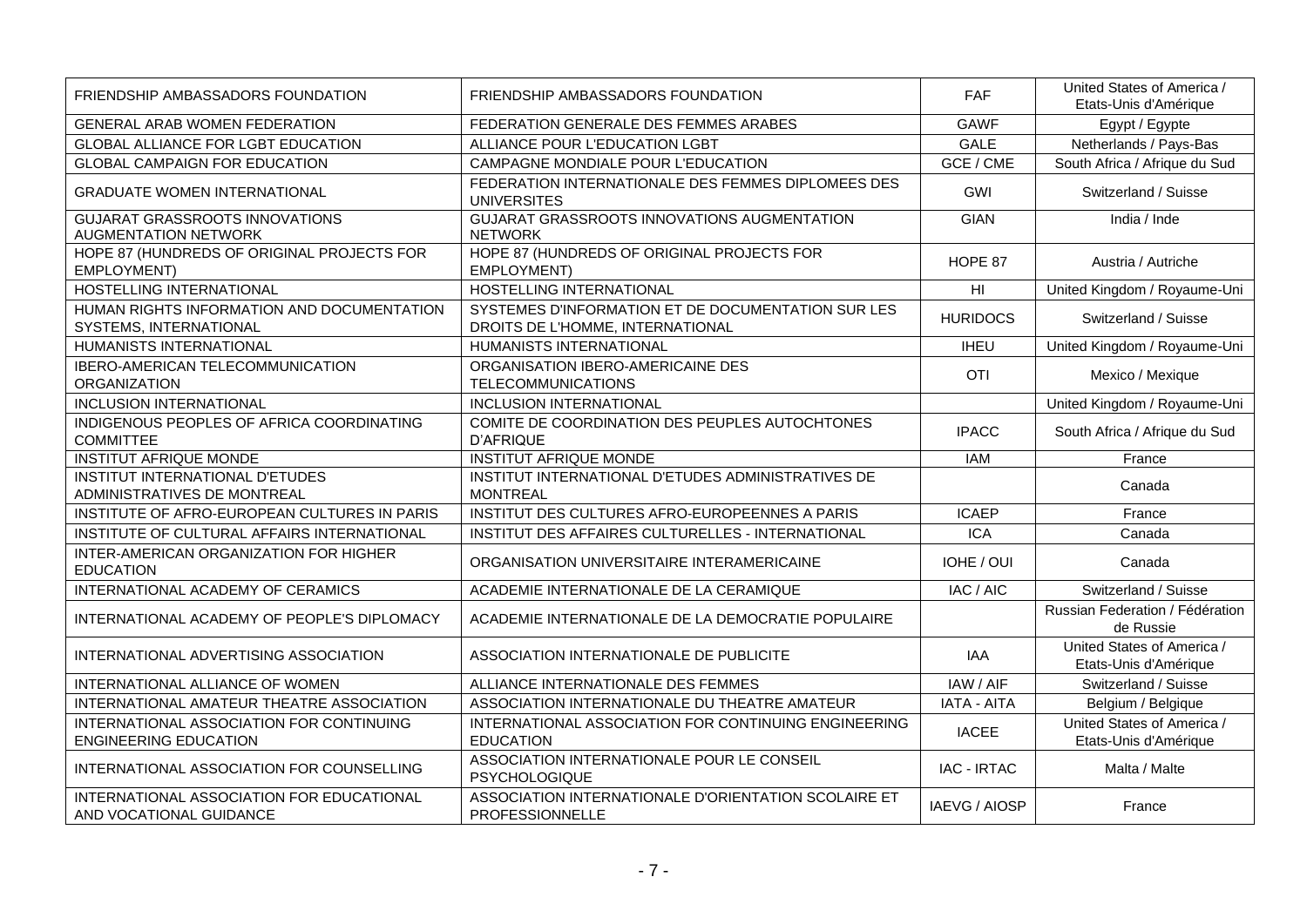| | | | |
|---|---|---|---|
| FRIENDSHIP AMBASSADORS FOUNDATION | FRIENDSHIP AMBASSADORS FOUNDATION | FAF | United States of America / Etats-Unis d'Amérique |
| GENERAL ARAB WOMEN FEDERATION | FEDERATION GENERALE DES FEMMES ARABES | GAWF | Egypt / Egypte |
| GLOBAL ALLIANCE FOR LGBT EDUCATION | ALLIANCE POUR L'EDUCATION LGBT | GALE | Netherlands / Pays-Bas |
| GLOBAL CAMPAIGN FOR EDUCATION | CAMPAGNE MONDIALE POUR L'EDUCATION | GCE / CME | South Africa / Afrique du Sud |
| GRADUATE WOMEN INTERNATIONAL | FEDERATION INTERNATIONALE DES FEMMES DIPLOMEES DES UNIVERSITES | GWI | Switzerland / Suisse |
| GUJARAT GRASSROOTS INNOVATIONS AUGMENTATION NETWORK | GUJARAT GRASSROOTS INNOVATIONS AUGMENTATION NETWORK | GIAN | India / Inde |
| HOPE 87 (HUNDREDS OF ORIGINAL PROJECTS FOR EMPLOYMENT) | HOPE 87 (HUNDREDS OF ORIGINAL PROJECTS FOR EMPLOYMENT) | HOPE 87 | Austria / Autriche |
| HOSTELLING INTERNATIONAL | HOSTELLING INTERNATIONAL | HI | United Kingdom / Royaume-Uni |
| HUMAN RIGHTS INFORMATION AND DOCUMENTATION SYSTEMS, INTERNATIONAL | SYSTEMES D'INFORMATION ET DE DOCUMENTATION SUR LES DROITS DE L'HOMME, INTERNATIONAL | HURIDOCS | Switzerland / Suisse |
| HUMANISTS INTERNATIONAL | HUMANISTS INTERNATIONAL | IHEU | United Kingdom / Royaume-Uni |
| IBERO-AMERICAN TELECOMMUNICATION ORGANIZATION | ORGANISATION IBERO-AMERICAINE DES TELECOMMUNICATIONS | OTI | Mexico / Mexique |
| INCLUSION INTERNATIONAL | INCLUSION INTERNATIONAL | | United Kingdom / Royaume-Uni |
| INDIGENOUS PEOPLES OF AFRICA COORDINATING COMMITTEE | COMITE DE COORDINATION DES PEUPLES AUTOCHTONES D'AFRIQUE | IPACC | South Africa / Afrique du Sud |
| INSTITUT AFRIQUE MONDE | INSTITUT AFRIQUE MONDE | IAM | France |
| INSTITUT INTERNATIONAL D'ETUDES ADMINISTRATIVES DE MONTREAL | INSTITUT INTERNATIONAL D'ETUDES ADMINISTRATIVES DE MONTREAL | | Canada |
| INSTITUTE OF AFRO-EUROPEAN CULTURES IN PARIS | INSTITUT DES CULTURES AFRO-EUROPEENNES A PARIS | ICAEP | France |
| INSTITUTE OF CULTURAL AFFAIRS INTERNATIONAL | INSTITUT DES AFFAIRES CULTURELLES - INTERNATIONAL | ICA | Canada |
| INTER-AMERICAN ORGANIZATION FOR HIGHER EDUCATION | ORGANISATION UNIVERSITAIRE INTERAMERICAINE | IOHE / OUI | Canada |
| INTERNATIONAL ACADEMY OF CERAMICS | ACADEMIE INTERNATIONALE DE LA CERAMIQUE | IAC / AIC | Switzerland / Suisse |
| INTERNATIONAL ACADEMY OF PEOPLE'S DIPLOMACY | ACADEMIE INTERNATIONALE DE LA DEMOCRATIE POPULAIRE | | Russian Federation / Fédération de Russie |
| INTERNATIONAL ADVERTISING ASSOCIATION | ASSOCIATION INTERNATIONALE DE PUBLICITE | IAA | United States of America / Etats-Unis d'Amérique |
| INTERNATIONAL ALLIANCE OF WOMEN | ALLIANCE INTERNATIONALE DES FEMMES | IAW / AIF | Switzerland / Suisse |
| INTERNATIONAL AMATEUR THEATRE ASSOCIATION | ASSOCIATION INTERNATIONALE DU THEATRE AMATEUR | IATA - AITA | Belgium / Belgique |
| INTERNATIONAL ASSOCIATION FOR CONTINUING ENGINEERING EDUCATION | INTERNATIONAL ASSOCIATION FOR CONTINUING ENGINEERING EDUCATION | IACEE | United States of America / Etats-Unis d'Amérique |
| INTERNATIONAL ASSOCIATION FOR COUNSELLING | ASSOCIATION INTERNATIONALE POUR LE CONSEIL PSYCHOLOGIQUE | IAC - IRTAC | Malta / Malte |
| INTERNATIONAL ASSOCIATION FOR EDUCATIONAL AND VOCATIONAL GUIDANCE | ASSOCIATION INTERNATIONALE D'ORIENTATION SCOLAIRE ET PROFESSIONNELLE | IAEVG / AIOSP | France |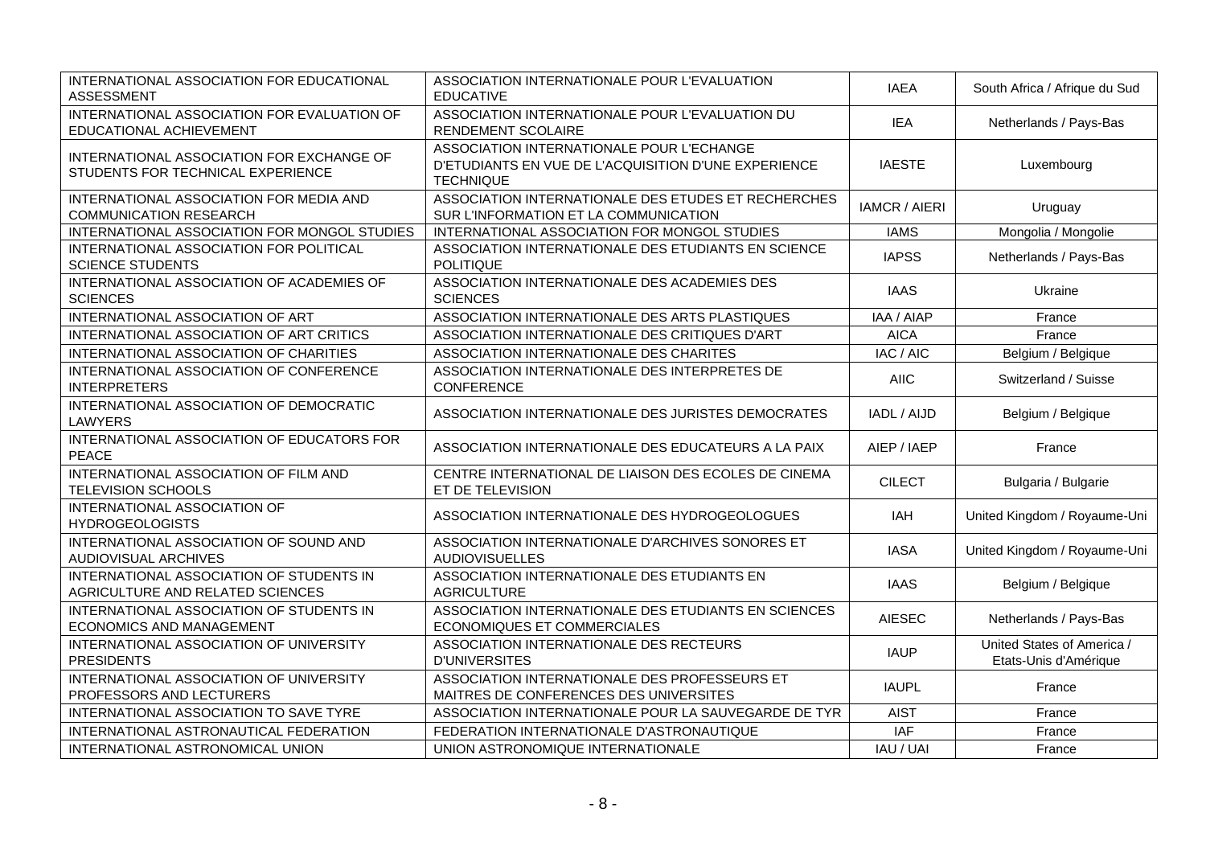| | | | |
|---|---|---|---|
| INTERNATIONAL ASSOCIATION FOR EDUCATIONAL ASSESSMENT | ASSOCIATION INTERNATIONALE POUR L'EVALUATION EDUCATIVE | IAEA | South Africa / Afrique du Sud |
| INTERNATIONAL ASSOCIATION FOR EVALUATION OF EDUCATIONAL ACHIEVEMENT | ASSOCIATION INTERNATIONALE POUR L'EVALUATION DU RENDEMENT SCOLAIRE | IEA | Netherlands / Pays-Bas |
| INTERNATIONAL ASSOCIATION FOR EXCHANGE OF STUDENTS FOR TECHNICAL EXPERIENCE | ASSOCIATION INTERNATIONALE POUR L'ECHANGE D'ETUDIANTS EN VUE DE L'ACQUISITION D'UNE EXPERIENCE TECHNIQUE | IAESTE | Luxembourg |
| INTERNATIONAL ASSOCIATION FOR MEDIA AND COMMUNICATION RESEARCH | ASSOCIATION INTERNATIONALE DES ETUDES ET RECHERCHES SUR L'INFORMATION ET LA COMMUNICATION | IAMCR / AIERI | Uruguay |
| INTERNATIONAL ASSOCIATION FOR MONGOL STUDIES | INTERNATIONAL ASSOCIATION FOR MONGOL STUDIES | IAMS | Mongolia / Mongolie |
| INTERNATIONAL ASSOCIATION FOR POLITICAL SCIENCE STUDENTS | ASSOCIATION INTERNATIONALE DES ETUDIANTS EN SCIENCE POLITIQUE | IAPSS | Netherlands / Pays-Bas |
| INTERNATIONAL ASSOCIATION OF ACADEMIES OF SCIENCES | ASSOCIATION INTERNATIONALE DES ACADEMIES DES SCIENCES | IAAS | Ukraine |
| INTERNATIONAL ASSOCIATION OF ART | ASSOCIATION INTERNATIONALE DES ARTS PLASTIQUES | IAA / AIAP | France |
| INTERNATIONAL ASSOCIATION OF ART CRITICS | ASSOCIATION INTERNATIONALE DES CRITIQUES D'ART | AICA | France |
| INTERNATIONAL ASSOCIATION OF CHARITIES | ASSOCIATION INTERNATIONALE DES CHARITES | IAC / AIC | Belgium / Belgique |
| INTERNATIONAL ASSOCIATION OF CONFERENCE INTERPRETERS | ASSOCIATION INTERNATIONALE DES INTERPRETES DE CONFERENCE | AIIC | Switzerland / Suisse |
| INTERNATIONAL ASSOCIATION OF DEMOCRATIC LAWYERS | ASSOCIATION INTERNATIONALE DES JURISTES DEMOCRATES | IADL / AIJD | Belgium / Belgique |
| INTERNATIONAL ASSOCIATION OF EDUCATORS FOR PEACE | ASSOCIATION INTERNATIONALE DES EDUCATEURS A LA PAIX | AIEP / IAEP | France |
| INTERNATIONAL ASSOCIATION OF FILM AND TELEVISION SCHOOLS | CENTRE INTERNATIONAL DE LIAISON DES ECOLES DE CINEMA ET DE TELEVISION | CILECT | Bulgaria / Bulgarie |
| INTERNATIONAL ASSOCIATION OF HYDROGEOLOGISTS | ASSOCIATION INTERNATIONALE DES HYDROGEOLOGUES | IAH | United Kingdom / Royaume-Uni |
| INTERNATIONAL ASSOCIATION OF SOUND AND AUDIOVISUAL ARCHIVES | ASSOCIATION INTERNATIONALE D'ARCHIVES SONORES ET AUDIOVISUELLES | IASA | United Kingdom / Royaume-Uni |
| INTERNATIONAL ASSOCIATION OF STUDENTS IN AGRICULTURE AND RELATED SCIENCES | ASSOCIATION INTERNATIONALE DES ETUDIANTS EN AGRICULTURE | IAAS | Belgium / Belgique |
| INTERNATIONAL ASSOCIATION OF STUDENTS IN ECONOMICS AND MANAGEMENT | ASSOCIATION INTERNATIONALE DES ETUDIANTS EN SCIENCES ECONOMIQUES ET COMMERCIALES | AIESEC | Netherlands / Pays-Bas |
| INTERNATIONAL ASSOCIATION OF UNIVERSITY PRESIDENTS | ASSOCIATION INTERNATIONALE DES RECTEURS D'UNIVERSITES | IAUP | United States of America / Etats-Unis d'Amérique |
| INTERNATIONAL ASSOCIATION OF UNIVERSITY PROFESSORS AND LECTURERS | ASSOCIATION INTERNATIONALE DES PROFESSEURS ET MAITRES DE CONFERENCES DES UNIVERSITES | IAUPL | France |
| INTERNATIONAL ASSOCIATION TO SAVE TYRE | ASSOCIATION INTERNATIONALE POUR LA SAUVEGARDE DE TYR | AIST | France |
| INTERNATIONAL ASTRONAUTICAL FEDERATION | FEDERATION INTERNATIONALE D'ASTRONAUTIQUE | IAF | France |
| INTERNATIONAL ASTRONOMICAL UNION | UNION ASTRONOMIQUE INTERNATIONALE | IAU / UAI | France |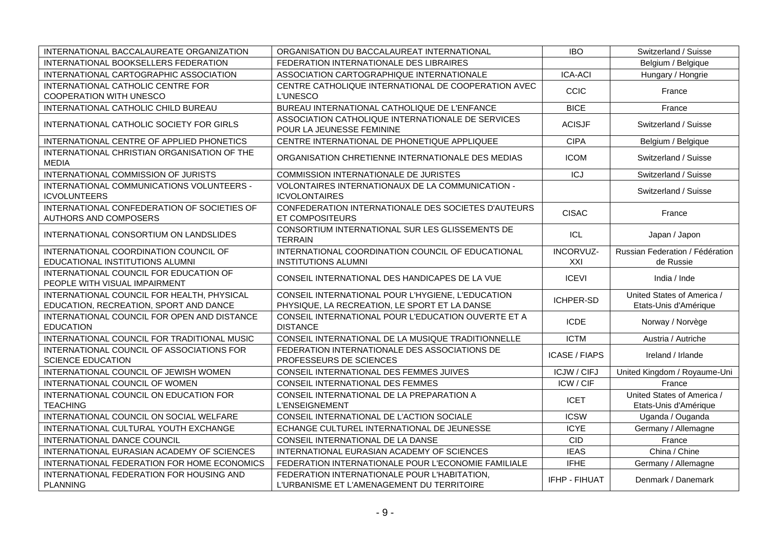| INTERNATIONAL BACCALAUREATE ORGANIZATION | ORGANISATION DU BACCALAUREAT INTERNATIONAL | IBO | Switzerland / Suisse |
|---|---|---|---|
| INTERNATIONAL BOOKSELLERS FEDERATION | FEDERATION INTERNATIONALE DES LIBRAIRES | | Belgium / Belgique |
| INTERNATIONAL CARTOGRAPHIC ASSOCIATION | ASSOCIATION CARTOGRAPHIQUE INTERNATIONALE | ICA-ACI | Hungary / Hongrie |
| INTERNATIONAL CATHOLIC CENTRE FOR COOPERATION WITH UNESCO | CENTRE CATHOLIQUE INTERNATIONAL DE COOPERATION AVEC L'UNESCO | CCIC | France |
| INTERNATIONAL CATHOLIC CHILD BUREAU | BUREAU INTERNATIONAL CATHOLIQUE DE L'ENFANCE | BICE | France |
| INTERNATIONAL CATHOLIC SOCIETY FOR GIRLS | ASSOCIATION CATHOLIQUE INTERNATIONALE DE SERVICES POUR LA JEUNESSE FEMININE | ACISJF | Switzerland / Suisse |
| INTERNATIONAL CENTRE OF APPLIED PHONETICS | CENTRE INTERNATIONAL DE PHONETIQUE APPLIQUEE | CIPA | Belgium / Belgique |
| INTERNATIONAL CHRISTIAN ORGANISATION OF THE MEDIA | ORGANISATION CHRETIENNE INTERNATIONALE DES MEDIAS | ICOM | Switzerland / Suisse |
| INTERNATIONAL COMMISSION OF JURISTS | COMMISSION INTERNATIONALE DE JURISTES | ICJ | Switzerland / Suisse |
| INTERNATIONAL COMMUNICATIONS VOLUNTEERS - ICVOLUNTEERS | VOLONTAIRES INTERNATIONAUX DE LA COMMUNICATION - ICVOLONTAIRES | | Switzerland / Suisse |
| INTERNATIONAL CONFEDERATION OF SOCIETIES OF AUTHORS AND COMPOSERS | CONFEDERATION INTERNATIONALE DES SOCIETES D'AUTEURS ET COMPOSITEURS | CISAC | France |
| INTERNATIONAL CONSORTIUM ON LANDSLIDES | CONSORTIUM INTERNATIONAL SUR LES GLISSEMENTS DE TERRAIN | ICL | Japan / Japon |
| INTERNATIONAL COORDINATION COUNCIL OF EDUCATIONAL INSTITUTIONS ALUMNI | INTERNATIONAL COORDINATION COUNCIL OF EDUCATIONAL INSTITUTIONS ALUMNI | INCORVUZ-XXI | Russian Federation / Fédération de Russie |
| INTERNATIONAL COUNCIL FOR EDUCATION OF PEOPLE WITH VISUAL IMPAIRMENT | CONSEIL INTERNATIONAL DES HANDICAPES DE LA VUE | ICEVI | India / Inde |
| INTERNATIONAL COUNCIL FOR HEALTH, PHYSICAL EDUCATION, RECREATION, SPORT AND DANCE | CONSEIL INTERNATIONAL POUR L'HYGIENE, L'EDUCATION PHYSIQUE, LA RECREATION, LE SPORT ET LA DANSE | ICHPER-SD | United States of America / Etats-Unis d'Amérique |
| INTERNATIONAL COUNCIL FOR OPEN AND DISTANCE EDUCATION | CONSEIL INTERNATIONAL POUR L'EDUCATION OUVERTE ET A DISTANCE | ICDE | Norway / Norvège |
| INTERNATIONAL COUNCIL FOR TRADITIONAL MUSIC | CONSEIL INTERNATIONAL DE LA MUSIQUE TRADITIONNELLE | ICTM | Austria / Autriche |
| INTERNATIONAL COUNCIL OF ASSOCIATIONS FOR SCIENCE EDUCATION | FEDERATION INTERNATIONALE DES ASSOCIATIONS DE PROFESSEURS DE SCIENCES | ICASE / FIAPS | Ireland / Irlande |
| INTERNATIONAL COUNCIL OF JEWISH WOMEN | CONSEIL INTERNATIONAL DES FEMMES JUIVES | ICJW / CIFJ | United Kingdom / Royaume-Uni |
| INTERNATIONAL COUNCIL OF WOMEN | CONSEIL INTERNATIONAL DES FEMMES | ICW / CIF | France |
| INTERNATIONAL COUNCIL ON EDUCATION FOR TEACHING | CONSEIL INTERNATIONAL DE LA PREPARATION A L'ENSEIGNEMENT | ICET | United States of America / Etats-Unis d'Amérique |
| INTERNATIONAL COUNCIL ON SOCIAL WELFARE | CONSEIL INTERNATIONAL DE L'ACTION SOCIALE | ICSW | Uganda / Ouganda |
| INTERNATIONAL CULTURAL YOUTH EXCHANGE | ECHANGE CULTUREL INTERNATIONAL DE JEUNESSE | ICYE | Germany / Allemagne |
| INTERNATIONAL DANCE COUNCIL | CONSEIL INTERNATIONAL DE LA DANSE | CID | France |
| INTERNATIONAL EURASIAN ACADEMY OF SCIENCES | INTERNATIONAL EURASIAN ACADEMY OF SCIENCES | IEAS | China / Chine |
| INTERNATIONAL FEDERATION FOR HOME ECONOMICS | FEDERATION INTERNATIONALE POUR L'ECONOMIE FAMILIALE | IFHE | Germany / Allemagne |
| INTERNATIONAL FEDERATION FOR HOUSING AND PLANNING | FEDERATION INTERNATIONALE POUR L'HABITATION, L'URBANISME ET L'AMENAGEMENT DU TERRITOIRE | IFHP - FIHUAT | Denmark / Danemark |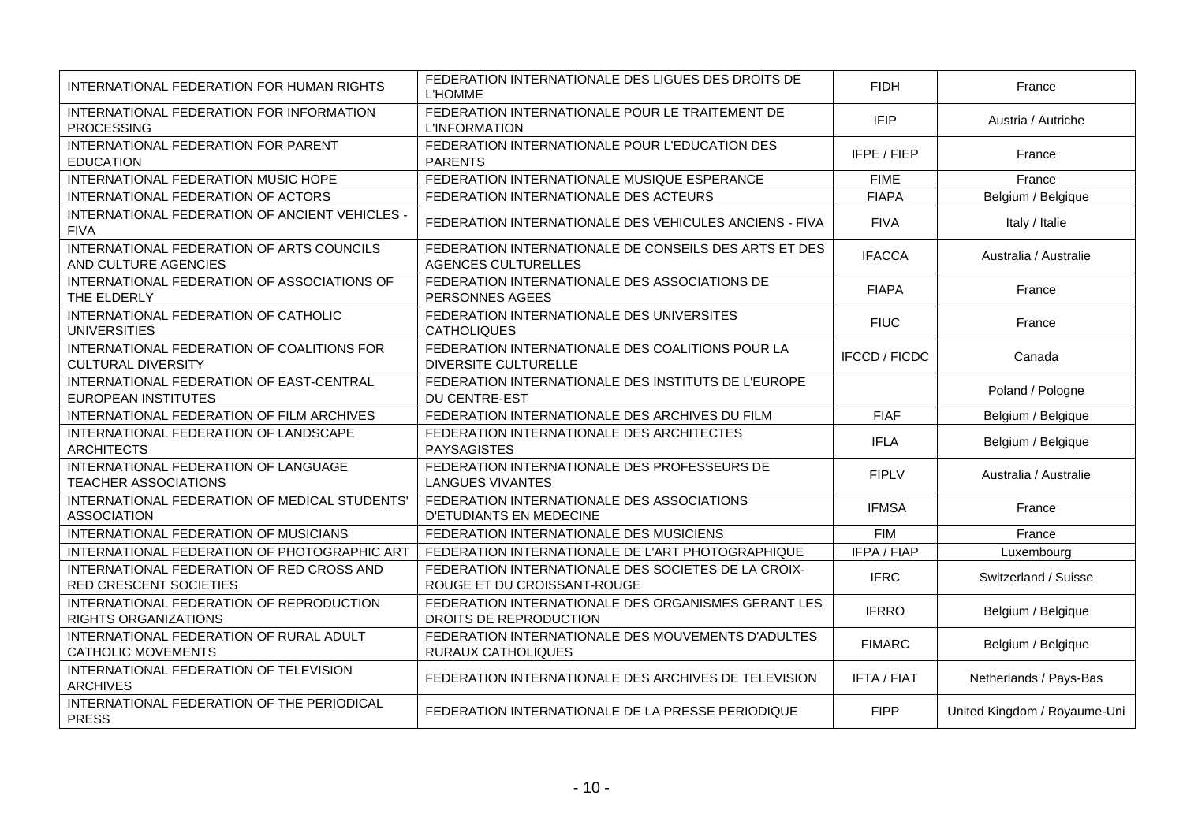| | | | |
|---|---|---|---|
| INTERNATIONAL FEDERATION FOR HUMAN RIGHTS | FEDERATION INTERNATIONALE DES LIGUES DES DROITS DE L'HOMME | FIDH | France |
| INTERNATIONAL FEDERATION FOR INFORMATION PROCESSING | FEDERATION INTERNATIONALE POUR LE TRAITEMENT DE L'INFORMATION | IFIP | Austria / Autriche |
| INTERNATIONAL FEDERATION FOR PARENT EDUCATION | FEDERATION INTERNATIONALE POUR L'EDUCATION DES PARENTS | IFPE / FIEP | France |
| INTERNATIONAL FEDERATION MUSIC HOPE | FEDERATION INTERNATIONALE MUSIQUE ESPERANCE | FIME | France |
| INTERNATIONAL FEDERATION OF ACTORS | FEDERATION INTERNATIONALE DES ACTEURS | FIAPA | Belgium / Belgique |
| INTERNATIONAL FEDERATION OF ANCIENT VEHICLES - FIVA | FEDERATION INTERNATIONALE DES VEHICULES ANCIENS - FIVA | FIVA | Italy / Italie |
| INTERNATIONAL FEDERATION OF ARTS COUNCILS AND CULTURE AGENCIES | FEDERATION INTERNATIONALE DE CONSEILS DES ARTS ET DES AGENCES CULTURELLES | IFACCA | Australia / Australie |
| INTERNATIONAL FEDERATION OF ASSOCIATIONS OF THE ELDERLY | FEDERATION INTERNATIONALE DES ASSOCIATIONS DE PERSONNES AGEES | FIAPA | France |
| INTERNATIONAL FEDERATION OF CATHOLIC UNIVERSITIES | FEDERATION INTERNATIONALE DES UNIVERSITES CATHOLIQUES | FIUC | France |
| INTERNATIONAL FEDERATION OF COALITIONS FOR CULTURAL DIVERSITY | FEDERATION INTERNATIONALE DES COALITIONS POUR LA DIVERSITE CULTURELLE | IFCCD / FICDC | Canada |
| INTERNATIONAL FEDERATION OF EAST-CENTRAL EUROPEAN INSTITUTES | FEDERATION INTERNATIONALE DES INSTITUTS DE L'EUROPE DU CENTRE-EST | | Poland / Pologne |
| INTERNATIONAL FEDERATION OF FILM ARCHIVES | FEDERATION INTERNATIONALE DES ARCHIVES DU FILM | FIAF | Belgium / Belgique |
| INTERNATIONAL FEDERATION OF LANDSCAPE ARCHITECTS | FEDERATION INTERNATIONALE DES ARCHITECTES PAYSAGISTES | IFLA | Belgium / Belgique |
| INTERNATIONAL FEDERATION OF LANGUAGE TEACHER ASSOCIATIONS | FEDERATION INTERNATIONALE DES PROFESSEURS DE LANGUES VIVANTES | FIPLV | Australia / Australie |
| INTERNATIONAL FEDERATION OF MEDICAL STUDENTS' ASSOCIATION | FEDERATION INTERNATIONALE DES ASSOCIATIONS D'ETUDIANTS EN MEDECINE | IFMSA | France |
| INTERNATIONAL FEDERATION OF MUSICIANS | FEDERATION INTERNATIONALE DES MUSICIENS | FIM | France |
| INTERNATIONAL FEDERATION OF PHOTOGRAPHIC ART | FEDERATION INTERNATIONALE DE L'ART PHOTOGRAPHIQUE | IFPA / FIAP | Luxembourg |
| INTERNATIONAL FEDERATION OF RED CROSS AND RED CRESCENT SOCIETIES | FEDERATION INTERNATIONALE DES SOCIETES DE LA CROIX-ROUGE ET DU CROISSANT-ROUGE | IFRC | Switzerland / Suisse |
| INTERNATIONAL FEDERATION OF REPRODUCTION RIGHTS ORGANIZATIONS | FEDERATION INTERNATIONALE DES ORGANISMES GERANT LES DROITS DE REPRODUCTION | IFRRO | Belgium / Belgique |
| INTERNATIONAL FEDERATION OF RURAL ADULT CATHOLIC MOVEMENTS | FEDERATION INTERNATIONALE DES MOUVEMENTS D'ADULTES RURAUX CATHOLIQUES | FIMARC | Belgium / Belgique |
| INTERNATIONAL FEDERATION OF TELEVISION ARCHIVES | FEDERATION INTERNATIONALE DES ARCHIVES DE TELEVISION | IFTA / FIAT | Netherlands / Pays-Bas |
| INTERNATIONAL FEDERATION OF THE PERIODICAL PRESS | FEDERATION INTERNATIONALE DE LA PRESSE PERIODIQUE | FIPP | United Kingdom / Royaume-Uni |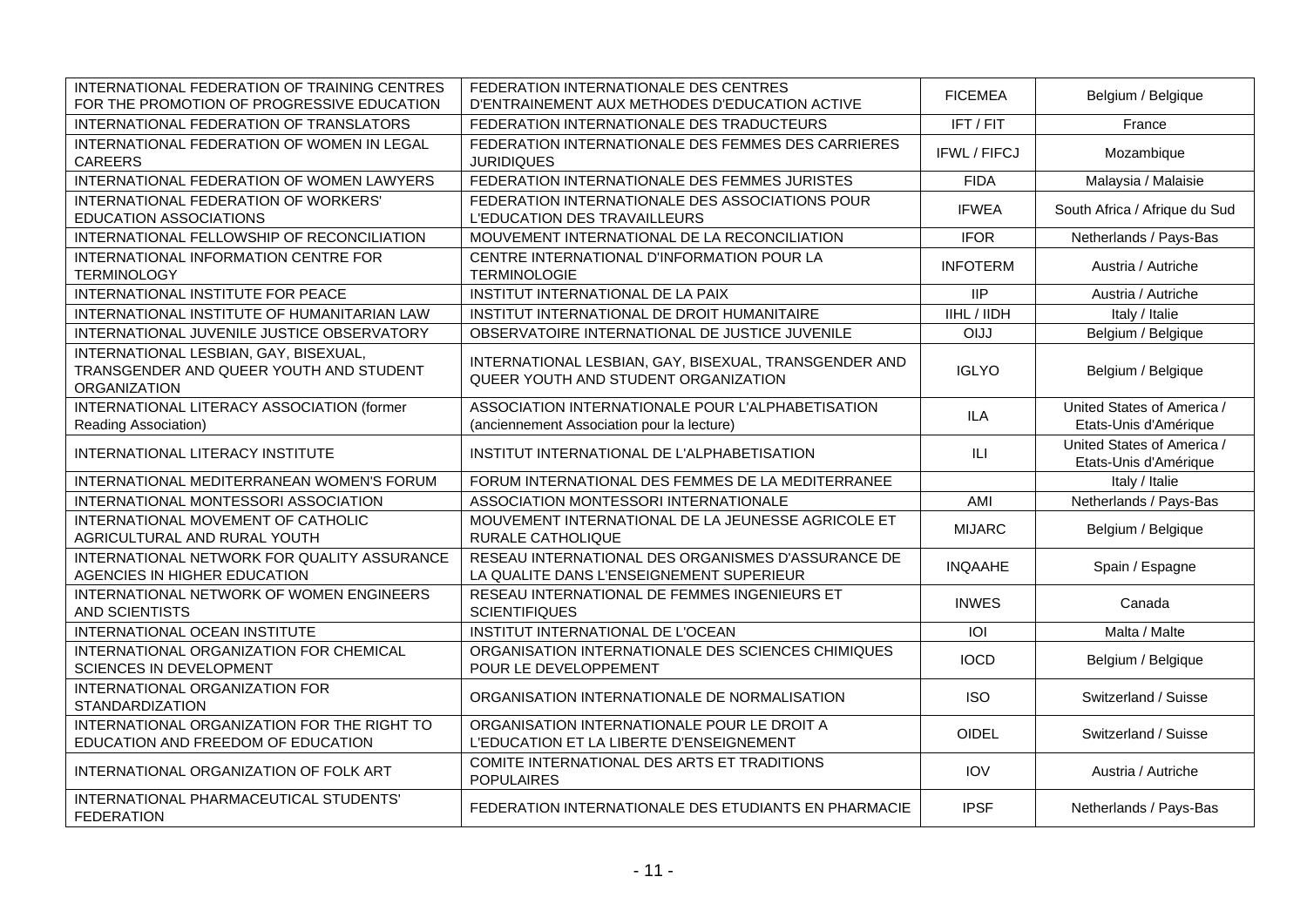| | | | |
|---|---|---|---|
| INTERNATIONAL FEDERATION OF TRAINING CENTRES FOR THE PROMOTION OF PROGRESSIVE EDUCATION | FEDERATION INTERNATIONALE DES CENTRES D'ENTRAINEMENT AUX METHODES D'EDUCATION ACTIVE | FICEMEA | Belgium / Belgique |
| INTERNATIONAL FEDERATION OF TRANSLATORS | FEDERATION INTERNATIONALE DES TRADUCTEURS | IFT / FIT | France |
| INTERNATIONAL FEDERATION OF WOMEN IN LEGAL CAREERS | FEDERATION INTERNATIONALE DES FEMMES DES CARRIERES JURIDIQUES | IFWL / FIFCJ | Mozambique |
| INTERNATIONAL FEDERATION OF WOMEN LAWYERS | FEDERATION INTERNATIONALE DES FEMMES JURISTES | FIDA | Malaysia / Malaisie |
| INTERNATIONAL FEDERATION OF WORKERS' EDUCATION ASSOCIATIONS | FEDERATION INTERNATIONALE DES ASSOCIATIONS POUR L'EDUCATION DES TRAVAILLEURS | IFWEA | South Africa / Afrique du Sud |
| INTERNATIONAL FELLOWSHIP OF RECONCILIATION | MOUVEMENT INTERNATIONAL DE LA RECONCILIATION | IFOR | Netherlands / Pays-Bas |
| INTERNATIONAL INFORMATION CENTRE FOR TERMINOLOGY | CENTRE INTERNATIONAL D'INFORMATION POUR LA TERMINOLOGIE | INFOTERM | Austria / Autriche |
| INTERNATIONAL INSTITUTE FOR PEACE | INSTITUT INTERNATIONAL DE LA PAIX | IIP | Austria / Autriche |
| INTERNATIONAL INSTITUTE OF HUMANITARIAN LAW | INSTITUT INTERNATIONAL DE DROIT HUMANITAIRE | IIHL / IIDH | Italy / Italie |
| INTERNATIONAL JUVENILE JUSTICE OBSERVATORY | OBSERVATOIRE INTERNATIONAL DE JUSTICE JUVENILE | OIJJ | Belgium / Belgique |
| INTERNATIONAL LESBIAN, GAY, BISEXUAL, TRANSGENDER AND QUEER YOUTH AND STUDENT ORGANIZATION | INTERNATIONAL LESBIAN, GAY, BISEXUAL, TRANSGENDER AND QUEER YOUTH AND STUDENT ORGANIZATION | IGLYO | Belgium / Belgique |
| INTERNATIONAL LITERACY ASSOCIATION (former Reading Association) | ASSOCIATION INTERNATIONALE POUR L'ALPHABETISATION (anciennement Association pour la lecture) | ILA | United States of America / Etats-Unis d'Amérique |
| INTERNATIONAL LITERACY INSTITUTE | INSTITUT INTERNATIONAL DE L'ALPHABETISATION | ILI | United States of America / Etats-Unis d'Amérique |
| INTERNATIONAL MEDITERRANEAN WOMEN'S FORUM | FORUM INTERNATIONAL DES FEMMES DE LA MEDITERRANEE | | Italy / Italie |
| INTERNATIONAL MONTESSORI ASSOCIATION | ASSOCIATION MONTESSORI INTERNATIONALE | AMI | Netherlands / Pays-Bas |
| INTERNATIONAL MOVEMENT OF CATHOLIC AGRICULTURAL AND RURAL YOUTH | MOUVEMENT INTERNATIONAL DE LA JEUNESSE AGRICOLE ET RURALE CATHOLIQUE | MIJARC | Belgium / Belgique |
| INTERNATIONAL NETWORK FOR QUALITY ASSURANCE AGENCIES IN HIGHER EDUCATION | RESEAU INTERNATIONAL DES ORGANISMES D'ASSURANCE DE LA QUALITE DANS L'ENSEIGNEMENT SUPERIEUR | INQAAHE | Spain / Espagne |
| INTERNATIONAL NETWORK OF WOMEN ENGINEERS AND SCIENTISTS | RESEAU INTERNATIONAL DE FEMMES INGENIEURS ET SCIENTIFIQUES | INWES | Canada |
| INTERNATIONAL OCEAN INSTITUTE | INSTITUT INTERNATIONAL DE L'OCEAN | IOI | Malta / Malte |
| INTERNATIONAL ORGANIZATION FOR CHEMICAL SCIENCES IN DEVELOPMENT | ORGANISATION INTERNATIONALE DES SCIENCES CHIMIQUES POUR LE DEVELOPPEMENT | IOCD | Belgium / Belgique |
| INTERNATIONAL ORGANIZATION FOR STANDARDIZATION | ORGANISATION INTERNATIONALE DE NORMALISATION | ISO | Switzerland / Suisse |
| INTERNATIONAL ORGANIZATION FOR THE RIGHT TO EDUCATION AND FREEDOM OF EDUCATION | ORGANISATION INTERNATIONALE POUR LE DROIT A L'EDUCATION ET LA LIBERTE D'ENSEIGNEMENT | OIDEL | Switzerland / Suisse |
| INTERNATIONAL ORGANIZATION OF FOLK ART | COMITE INTERNATIONAL DES ARTS ET TRADITIONS POPULAIRES | IOV | Austria / Autriche |
| INTERNATIONAL PHARMACEUTICAL STUDENTS' FEDERATION | FEDERATION INTERNATIONALE DES ETUDIANTS EN PHARMACIE | IPSF | Netherlands / Pays-Bas |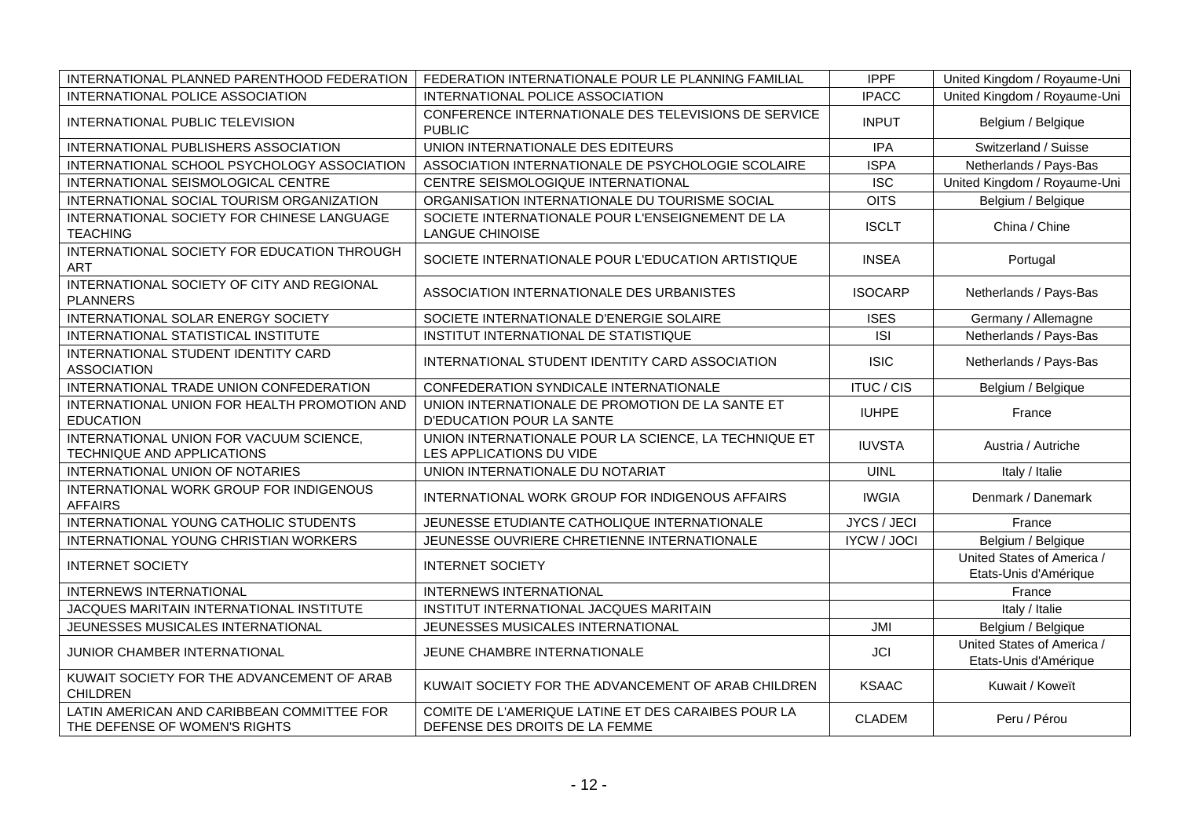| | | | |
|---|---|---|---|
| INTERNATIONAL PLANNED PARENTHOOD FEDERATION | FEDERATION INTERNATIONALE POUR LE PLANNING FAMILIAL | IPPF | United Kingdom / Royaume-Uni |
| INTERNATIONAL POLICE ASSOCIATION | INTERNATIONAL POLICE ASSOCIATION | IPACC | United Kingdom / Royaume-Uni |
| INTERNATIONAL PUBLIC TELEVISION | CONFERENCE INTERNATIONALE DES TELEVISIONS DE SERVICE PUBLIC | INPUT | Belgium / Belgique |
| INTERNATIONAL PUBLISHERS ASSOCIATION | UNION INTERNATIONALE DES EDITEURS | IPA | Switzerland / Suisse |
| INTERNATIONAL SCHOOL PSYCHOLOGY ASSOCIATION | ASSOCIATION INTERNATIONALE DE PSYCHOLOGIE SCOLAIRE | ISPA | Netherlands / Pays-Bas |
| INTERNATIONAL SEISMOLOGICAL CENTRE | CENTRE SEISMOLOGIQUE INTERNATIONAL | ISC | United Kingdom / Royaume-Uni |
| INTERNATIONAL SOCIAL TOURISM ORGANIZATION | ORGANISATION INTERNATIONALE DU TOURISME SOCIAL | OITS | Belgium / Belgique |
| INTERNATIONAL SOCIETY FOR CHINESE LANGUAGE TEACHING | SOCIETE INTERNATIONALE POUR L'ENSEIGNEMENT DE LA LANGUE CHINOISE | ISCLT | China / Chine |
| INTERNATIONAL SOCIETY FOR EDUCATION THROUGH ART | SOCIETE INTERNATIONALE POUR L'EDUCATION ARTISTIQUE | INSEA | Portugal |
| INTERNATIONAL SOCIETY OF CITY AND REGIONAL PLANNERS | ASSOCIATION INTERNATIONALE DES URBANISTES | ISOCARP | Netherlands / Pays-Bas |
| INTERNATIONAL SOLAR ENERGY SOCIETY | SOCIETE INTERNATIONALE D'ENERGIE SOLAIRE | ISES | Germany / Allemagne |
| INTERNATIONAL STATISTICAL INSTITUTE | INSTITUT INTERNATIONAL DE STATISTIQUE | ISI | Netherlands / Pays-Bas |
| INTERNATIONAL STUDENT IDENTITY CARD ASSOCIATION | INTERNATIONAL STUDENT IDENTITY CARD ASSOCIATION | ISIC | Netherlands / Pays-Bas |
| INTERNATIONAL TRADE UNION CONFEDERATION | CONFEDERATION SYNDICALE INTERNATIONALE | ITUC / CIS | Belgium / Belgique |
| INTERNATIONAL UNION FOR HEALTH PROMOTION AND EDUCATION | UNION INTERNATIONALE DE PROMOTION DE LA SANTE ET D'EDUCATION POUR LA SANTE | IUHPE | France |
| INTERNATIONAL UNION FOR VACUUM SCIENCE, TECHNIQUE AND APPLICATIONS | UNION INTERNATIONALE POUR LA SCIENCE, LA TECHNIQUE ET LES APPLICATIONS DU VIDE | IUVSTA | Austria / Autriche |
| INTERNATIONAL UNION OF NOTARIES | UNION INTERNATIONALE DU NOTARIAT | UINL | Italy / Italie |
| INTERNATIONAL WORK GROUP FOR INDIGENOUS AFFAIRS | INTERNATIONAL WORK GROUP FOR INDIGENOUS AFFAIRS | IWGIA | Denmark / Danemark |
| INTERNATIONAL YOUNG CATHOLIC STUDENTS | JEUNESSE ETUDIANTE CATHOLIQUE INTERNATIONALE | JYCS / JECI | France |
| INTERNATIONAL YOUNG CHRISTIAN WORKERS | JEUNESSE OUVRIERE CHRETIENNE INTERNATIONALE | IYCW / JOCI | Belgium / Belgique |
| INTERNET SOCIETY | INTERNET SOCIETY | | United States of America / Etats-Unis d'Amérique |
| INTERNEWS INTERNATIONAL | INTERNEWS INTERNATIONAL | | France |
| JACQUES MARITAIN INTERNATIONAL INSTITUTE | INSTITUT INTERNATIONAL JACQUES MARITAIN | | Italy / Italie |
| JEUNESSES MUSICALES INTERNATIONAL | JEUNESSES MUSICALES INTERNATIONAL | JMI | Belgium / Belgique |
| JUNIOR CHAMBER INTERNATIONAL | JEUNE CHAMBRE INTERNATIONALE | JCI | United States of America / Etats-Unis d'Amérique |
| KUWAIT SOCIETY FOR THE ADVANCEMENT OF ARAB CHILDREN | KUWAIT SOCIETY FOR THE ADVANCEMENT OF ARAB CHILDREN | KSAAC | Kuwait / Koweït |
| LATIN AMERICAN AND CARIBBEAN COMMITTEE FOR THE DEFENSE OF WOMEN'S RIGHTS | COMITE DE L'AMERIQUE LATINE ET DES CARAIBES POUR LA DEFENSE DES DROITS DE LA FEMME | CLADEM | Peru / Pérou |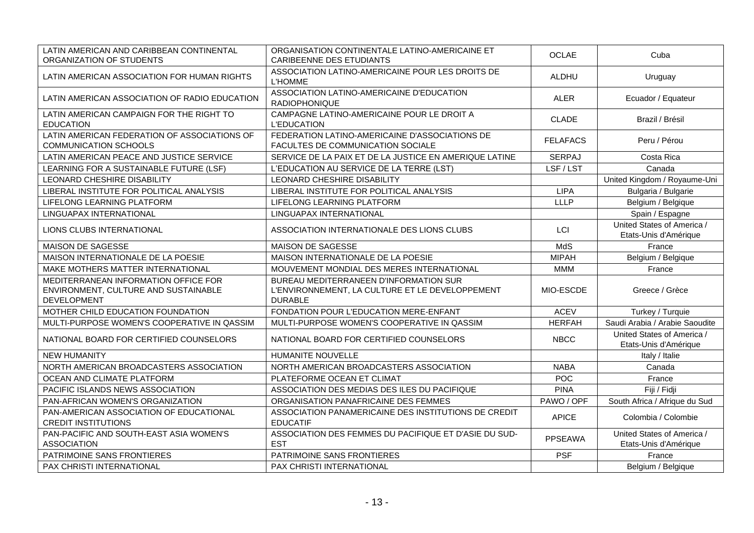| | | | |
|---|---|---|---|
| LATIN AMERICAN AND CARIBBEAN CONTINENTAL ORGANIZATION OF STUDENTS | ORGANISATION CONTINENTALE LATINO-AMERICAINE ET CARIBEENNE DES ETUDIANTS | OCLAE | Cuba |
| LATIN AMERICAN ASSOCIATION FOR HUMAN RIGHTS | ASSOCIATION LATINO-AMERICAINE POUR LES DROITS DE L'HOMME | ALDHU | Uruguay |
| LATIN AMERICAN ASSOCIATION OF RADIO EDUCATION | ASSOCIATION LATINO-AMERICAINE D'EDUCATION RADIOPHONIQUE | ALER | Ecuador / Equateur |
| LATIN AMERICAN CAMPAIGN FOR THE RIGHT TO EDUCATION | CAMPAGNE LATINO-AMERICAINE POUR LE DROIT A L'EDUCATION | CLADE | Brazil / Brésil |
| LATIN AMERICAN FEDERATION OF ASSOCIATIONS OF COMMUNICATION SCHOOLS | FEDERATION LATINO-AMERICAINE D'ASSOCIATIONS DE FACULTES DE COMMUNICATION SOCIALE | FELAFACS | Peru / Pérou |
| LATIN AMERICAN PEACE AND JUSTICE SERVICE | SERVICE DE LA PAIX ET DE LA JUSTICE EN AMERIQUE LATINE | SERPAJ | Costa Rica |
| LEARNING FOR A SUSTAINABLE FUTURE (LSF) | L'EDUCATION AU SERVICE DE LA TERRE (LST) | LSF / LST | Canada |
| LEONARD CHESHIRE DISABILITY | LEONARD CHESHIRE DISABILITY | | United Kingdom / Royaume-Uni |
| LIBERAL INSTITUTE FOR POLITICAL ANALYSIS | LIBERAL INSTITUTE FOR POLITICAL ANALYSIS | LIPA | Bulgaria / Bulgarie |
| LIFELONG LEARNING PLATFORM | LIFELONG LEARNING PLATFORM | LLLP | Belgium / Belgique |
| LINGUAPAX INTERNATIONAL | LINGUAPAX INTERNATIONAL | | Spain / Espagne |
| LIONS CLUBS INTERNATIONAL | ASSOCIATION INTERNATIONALE DES LIONS CLUBS | LCI | United States of America / Etats-Unis d'Amérique |
| MAISON DE SAGESSE | MAISON DE SAGESSE | MdS | France |
| MAISON INTERNATIONALE DE LA POESIE | MAISON INTERNATIONALE DE LA POESIE | MIPAH | Belgium / Belgique |
| MAKE MOTHERS MATTER INTERNATIONAL | MOUVEMENT MONDIAL DES MERES INTERNATIONAL | MMM | France |
| MEDITERRANEAN INFORMATION OFFICE FOR ENVIRONMENT, CULTURE AND SUSTAINABLE DEVELOPMENT | BUREAU MEDITERRANEEN D'INFORMATION SUR L'ENVIRONNEMENT, LA CULTURE ET LE DEVELOPPEMENT DURABLE | MIO-ESCDE | Greece / Grèce |
| MOTHER CHILD EDUCATION FOUNDATION | FONDATION POUR L'EDUCATION MERE-ENFANT | ACEV | Turkey / Turquie |
| MULTI-PURPOSE WOMEN'S COOPERATIVE IN QASSIM | MULTI-PURPOSE WOMEN'S COOPERATIVE IN QASSIM | HERFAH | Saudi Arabia / Arabie Saoudite |
| NATIONAL BOARD FOR CERTIFIED COUNSELORS | NATIONAL BOARD FOR CERTIFIED COUNSELORS | NBCC | United States of America / Etats-Unis d'Amérique |
| NEW HUMANITY | HUMANITE NOUVELLE | | Italy / Italie |
| NORTH AMERICAN BROADCASTERS ASSOCIATION | NORTH AMERICAN BROADCASTERS ASSOCIATION | NABA | Canada |
| OCEAN AND CLIMATE PLATFORM | PLATEFORME OCEAN ET CLIMAT | POC | France |
| PACIFIC ISLANDS NEWS ASSOCIATION | ASSOCIATION DES MEDIAS DES ILES DU PACIFIQUE | PINA | Fiji / Fidji |
| PAN-AFRICAN WOMEN'S ORGANIZATION | ORGANISATION PANAFRICAINE DES FEMMES | PAWO / OPF | South Africa / Afrique du Sud |
| PAN-AMERICAN ASSOCIATION OF EDUCATIONAL CREDIT INSTITUTIONS | ASSOCIATION PANAMERICAINE DES INSTITUTIONS DE CREDIT EDUCATIF | APICE | Colombia / Colombie |
| PAN-PACIFIC AND SOUTH-EAST ASIA WOMEN'S ASSOCIATION | ASSOCIATION DES FEMMES DU PACIFIQUE ET D'ASIE DU SUD-EST | PPSEAWA | United States of America / Etats-Unis d'Amérique |
| PATRIMOINE SANS FRONTIERES | PATRIMOINE SANS FRONTIERES | PSF | France |
| PAX CHRISTI INTERNATIONAL | PAX CHRISTI INTERNATIONAL | | Belgium / Belgique |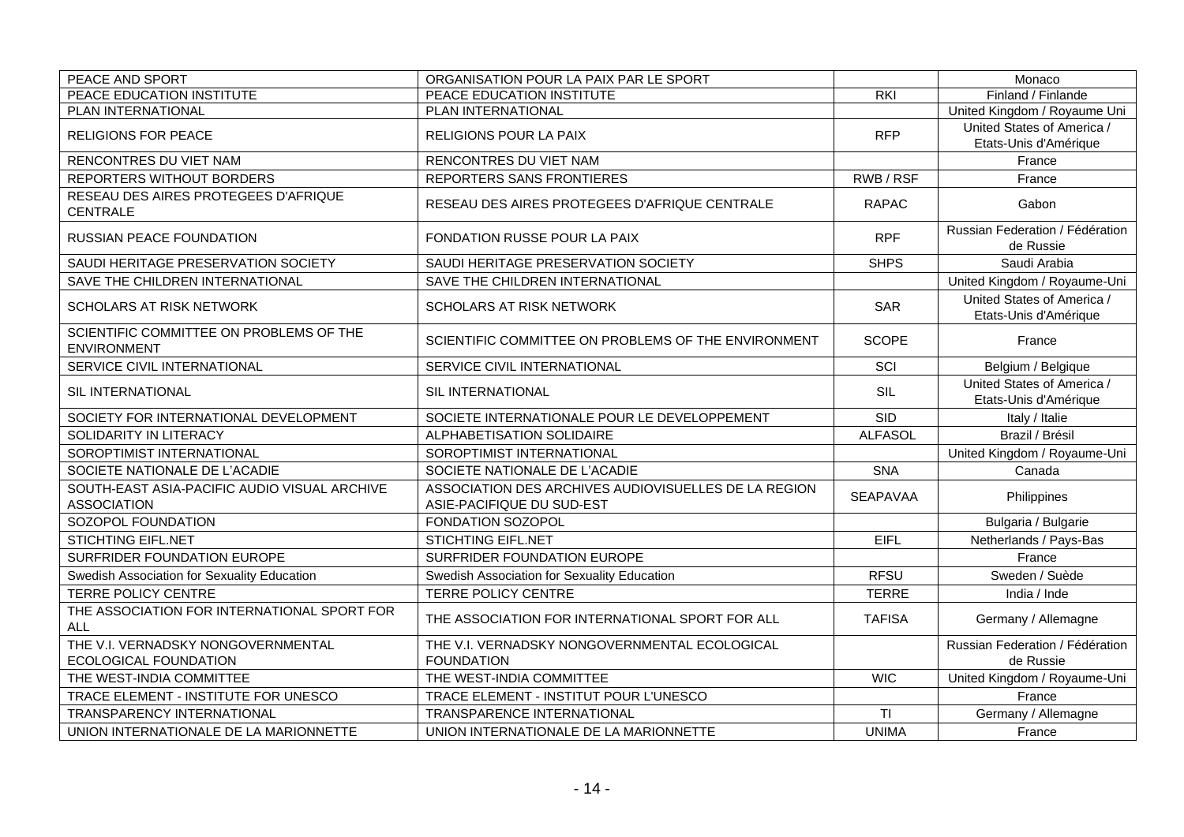| PEACE AND SPORT | ORGANISATION POUR LA PAIX PAR LE SPORT | | Monaco |
|---|---|---|---|
| PEACE EDUCATION INSTITUTE | PEACE EDUCATION INSTITUTE | RKI | Finland / Finlande |
| PLAN INTERNATIONAL | PLAN INTERNATIONAL | | United Kingdom / Royaume Uni |
| RELIGIONS FOR PEACE | RELIGIONS POUR LA PAIX | RFP | United States of America / Etats-Unis d'Amérique |
| RENCONTRES DU VIET NAM | RENCONTRES DU VIET NAM | | France |
| REPORTERS WITHOUT BORDERS | REPORTERS SANS FRONTIERES | RWB / RSF | France |
| RESEAU DES AIRES PROTEGEES D'AFRIQUE CENTRALE | RESEAU DES AIRES PROTEGEES D'AFRIQUE CENTRALE | RAPAC | Gabon |
| RUSSIAN PEACE FOUNDATION | FONDATION RUSSE POUR LA PAIX | RPF | Russian Federation / Fédération de Russie |
| SAUDI HERITAGE PRESERVATION SOCIETY | SAUDI HERITAGE PRESERVATION SOCIETY | SHPS | Saudi Arabia |
| SAVE THE CHILDREN INTERNATIONAL | SAVE THE CHILDREN INTERNATIONAL | | United Kingdom / Royaume-Uni |
| SCHOLARS AT RISK NETWORK | SCHOLARS AT RISK NETWORK | SAR | United States of America / Etats-Unis d'Amérique |
| SCIENTIFIC COMMITTEE ON PROBLEMS OF THE ENVIRONMENT | SCIENTIFIC COMMITTEE ON PROBLEMS OF THE ENVIRONMENT | SCOPE | France |
| SERVICE CIVIL INTERNATIONAL | SERVICE CIVIL INTERNATIONAL | SCI | Belgium / Belgique |
| SIL INTERNATIONAL | SIL INTERNATIONAL | SIL | United States of America / Etats-Unis d'Amérique |
| SOCIETY FOR INTERNATIONAL DEVELOPMENT | SOCIETE INTERNATIONALE POUR LE DEVELOPPEMENT | SID | Italy / Italie |
| SOLIDARITY IN LITERACY | ALPHABETISATION SOLIDAIRE | ALFASOL | Brazil / Brésil |
| SOROPTIMIST INTERNATIONAL | SOROPTIMIST INTERNATIONAL | | United Kingdom / Royaume-Uni |
| SOCIETE NATIONALE DE L'ACADIE | SOCIETE NATIONALE DE L'ACADIE | SNA | Canada |
| SOUTH-EAST ASIA-PACIFIC AUDIO VISUAL ARCHIVE ASSOCIATION | ASSOCIATION DES ARCHIVES AUDIOVISUELLES DE LA REGION ASIE-PACIFIQUE DU SUD-EST | SEAPAVAA | Philippines |
| SOZOPOL FOUNDATION | FONDATION SOZOPOL | | Bulgaria / Bulgarie |
| STICHTING EIFL.NET | STICHTING EIFL.NET | EIFL | Netherlands / Pays-Bas |
| SURFRIDER FOUNDATION EUROPE | SURFRIDER FOUNDATION EUROPE | | France |
| Swedish Association for Sexuality Education | Swedish Association for Sexuality Education | RFSU | Sweden / Suède |
| TERRE POLICY CENTRE | TERRE POLICY CENTRE | TERRE | India / Inde |
| THE ASSOCIATION FOR INTERNATIONAL SPORT FOR ALL | THE ASSOCIATION FOR INTERNATIONAL SPORT FOR ALL | TAFISA | Germany / Allemagne |
| THE V.I. VERNADSKY NONGOVERNMENTAL ECOLOGICAL FOUNDATION | THE V.I. VERNADSKY NONGOVERNMENTAL ECOLOGICAL FOUNDATION | | Russian Federation / Fédération de Russie |
| THE WEST-INDIA COMMITTEE | THE WEST-INDIA COMMITTEE | WIC | United Kingdom / Royaume-Uni |
| TRACE ELEMENT - INSTITUTE FOR UNESCO | TRACE ELEMENT - INSTITUT POUR L'UNESCO | | France |
| TRANSPARENCY INTERNATIONAL | TRANSPARENCE INTERNATIONAL | TI | Germany / Allemagne |
| UNION INTERNATIONALE DE LA MARIONNETTE | UNION INTERNATIONALE DE LA MARIONNETTE | UNIMA | France |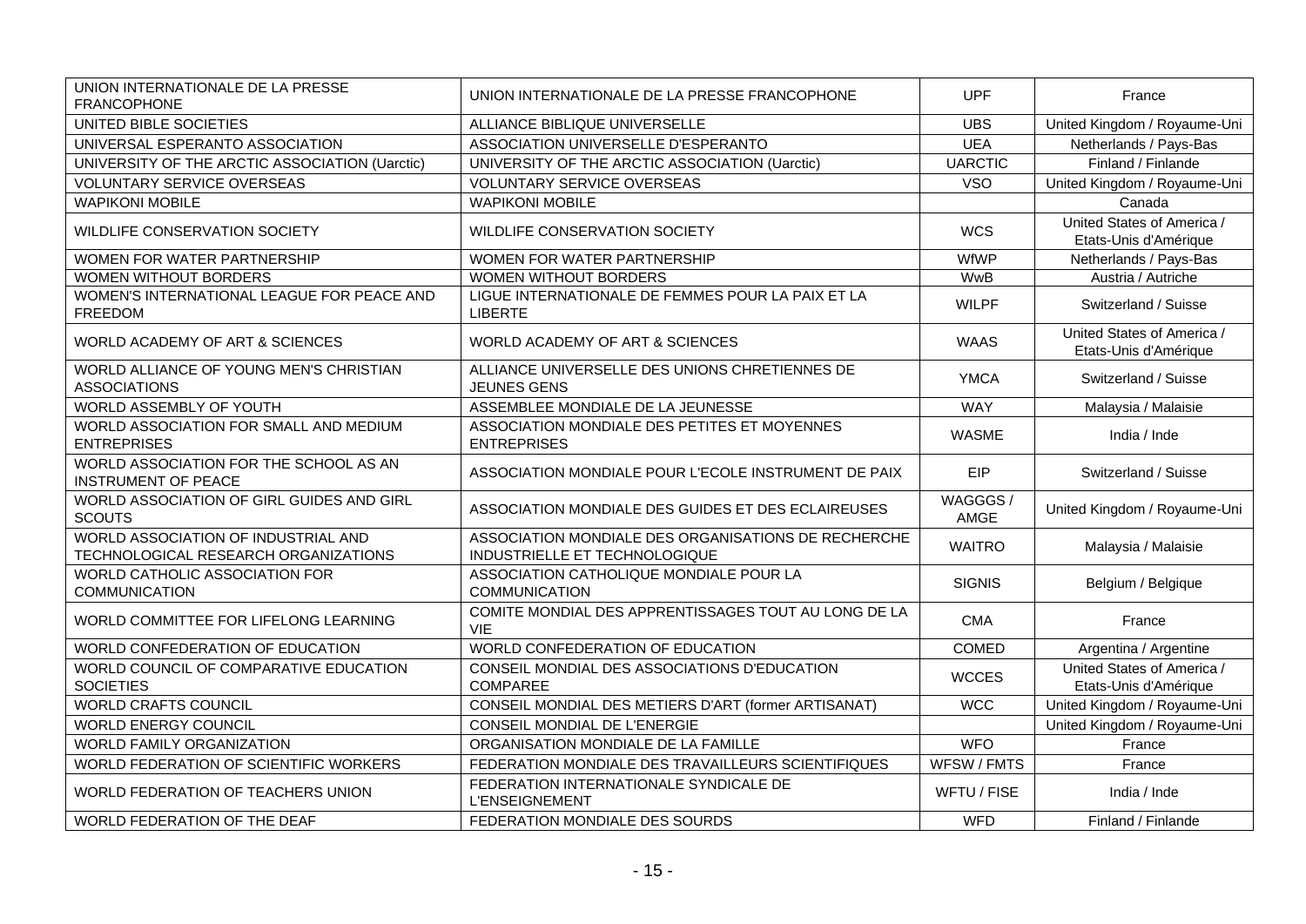| | | | |
|---|---|---|---|
| UNION INTERNATIONALE DE LA PRESSE FRANCOPHONE | UNION INTERNATIONALE DE LA PRESSE FRANCOPHONE | UPF | France |
| UNITED BIBLE SOCIETIES | ALLIANCE BIBLIQUE UNIVERSELLE | UBS | United Kingdom / Royaume-Uni |
| UNIVERSAL ESPERANTO ASSOCIATION | ASSOCIATION UNIVERSELLE D'ESPERANTO | UEA | Netherlands / Pays-Bas |
| UNIVERSITY OF THE ARCTIC ASSOCIATION (Uarctic) | UNIVERSITY OF THE ARCTIC ASSOCIATION (Uarctic) | UARCTIC | Finland / Finlande |
| VOLUNTARY SERVICE OVERSEAS | VOLUNTARY SERVICE OVERSEAS | VSO | United Kingdom / Royaume-Uni |
| WAPIKONI MOBILE | WAPIKONI MOBILE | | Canada |
| WILDLIFE CONSERVATION SOCIETY | WILDLIFE CONSERVATION SOCIETY | WCS | United States of America / Etats-Unis d'Amérique |
| WOMEN FOR WATER PARTNERSHIP | WOMEN FOR WATER PARTNERSHIP | WfWP | Netherlands / Pays-Bas |
| WOMEN WITHOUT BORDERS | WOMEN WITHOUT BORDERS | WwB | Austria / Autriche |
| WOMEN'S INTERNATIONAL LEAGUE FOR PEACE AND FREEDOM | LIGUE INTERNATIONALE DE FEMMES POUR LA PAIX ET LA LIBERTE | WILPF | Switzerland / Suisse |
| WORLD ACADEMY OF ART & SCIENCES | WORLD ACADEMY OF ART & SCIENCES | WAAS | United States of America / Etats-Unis d'Amérique |
| WORLD ALLIANCE OF YOUNG MEN'S CHRISTIAN ASSOCIATIONS | ALLIANCE UNIVERSELLE DES UNIONS CHRETIENNES DE JEUNES GENS | YMCA | Switzerland / Suisse |
| WORLD ASSEMBLY OF YOUTH | ASSEMBLEE MONDIALE DE LA JEUNESSE | WAY | Malaysia / Malaisie |
| WORLD ASSOCIATION FOR SMALL AND MEDIUM ENTERPRISES | ASSOCIATION MONDIALE DES PETITES ET MOYENNES ENTREPRISES | WASME | India / Inde |
| WORLD ASSOCIATION FOR THE SCHOOL AS AN INSTRUMENT OF PEACE | ASSOCIATION MONDIALE POUR L'ECOLE INSTRUMENT DE PAIX | EIP | Switzerland / Suisse |
| WORLD ASSOCIATION OF GIRL GUIDES AND GIRL SCOUTS | ASSOCIATION MONDIALE DES GUIDES ET DES ECLAIREUSES | WAGGGS / AMGE | United Kingdom / Royaume-Uni |
| WORLD ASSOCIATION OF INDUSTRIAL AND TECHNOLOGICAL RESEARCH ORGANIZATIONS | ASSOCIATION MONDIALE DES ORGANISATIONS DE RECHERCHE INDUSTRIELLE ET TECHNOLOGIQUE | WAITRO | Malaysia / Malaisie |
| WORLD CATHOLIC ASSOCIATION FOR COMMUNICATION | ASSOCIATION CATHOLIQUE MONDIALE POUR LA COMMUNICATION | SIGNIS | Belgium / Belgique |
| WORLD COMMITTEE FOR LIFELONG LEARNING | COMITE MONDIAL DES APPRENTISSAGES TOUT AU LONG DE LA VIE | CMA | France |
| WORLD CONFEDERATION OF EDUCATION | WORLD CONFEDERATION OF EDUCATION | COMED | Argentina / Argentine |
| WORLD COUNCIL OF COMPARATIVE EDUCATION SOCIETIES | CONSEIL MONDIAL DES ASSOCIATIONS D'EDUCATION COMPAREE | WCCES | United States of America / Etats-Unis d'Amérique |
| WORLD CRAFTS COUNCIL | CONSEIL MONDIAL DES METIERS D'ART (former ARTISANAT) | WCC | United Kingdom / Royaume-Uni |
| WORLD ENERGY COUNCIL | CONSEIL MONDIAL DE L'ENERGIE | | United Kingdom / Royaume-Uni |
| WORLD FAMILY ORGANIZATION | ORGANISATION MONDIALE DE LA FAMILLE | WFO | France |
| WORLD FEDERATION OF SCIENTIFIC WORKERS | FEDERATION MONDIALE DES TRAVAILLEURS SCIENTIFIQUES | WFSW / FMTS | France |
| WORLD FEDERATION OF TEACHERS UNION | FEDERATION INTERNATIONALE SYNDICALE DE L'ENSEIGNEMENT | WFTU / FISE | India / Inde |
| WORLD FEDERATION OF THE DEAF | FEDERATION MONDIALE DES SOURDS | WFD | Finland / Finlande |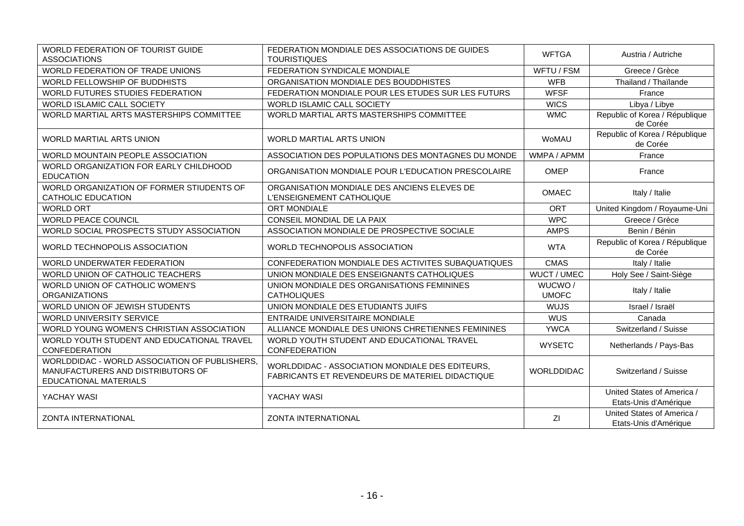| | | | |
|---|---|---|---|
| WORLD FEDERATION OF TOURIST GUIDE ASSOCIATIONS | FEDERATION MONDIALE DES ASSOCIATIONS DE GUIDES TOURISTIQUES | WFTGA | Austria / Autriche |
| WORLD FEDERATION OF TRADE UNIONS | FEDERATION SYNDICALE MONDIALE | WFTU / FSM | Greece / Grèce |
| WORLD FELLOWSHIP OF BUDDHISTS | ORGANISATION MONDIALE DES BOUDDHISTES | WFB | Thailand / Thaïlande |
| WORLD FUTURES STUDIES FEDERATION | FEDERATION MONDIALE POUR LES ETUDES SUR LES FUTURS | WFSF | France |
| WORLD ISLAMIC CALL SOCIETY | WORLD ISLAMIC CALL SOCIETY | WICS | Libya / Libye |
| WORLD MARTIAL ARTS MASTERSHIPS COMMITTEE | WORLD MARTIAL ARTS MASTERSHIPS COMMITTEE | WMC | Republic of Korea / République de Corée |
| WORLD MARTIAL ARTS UNION | WORLD MARTIAL ARTS UNION | WoMAU | Republic of Korea / République de Corée |
| WORLD MOUNTAIN PEOPLE ASSOCIATION | ASSOCIATION DES POPULATIONS DES MONTAGNES DU MONDE | WMPA / APMM | France |
| WORLD ORGANIZATION FOR EARLY CHILDHOOD EDUCATION | ORGANISATION MONDIALE POUR L'EDUCATION PRESCOLAIRE | OMEP | France |
| WORLD ORGANIZATION OF FORMER STIUDENTS OF CATHOLIC EDUCATION | ORGANISATION MONDIALE DES ANCIENS ELEVES DE L'ENSEIGNEMENT CATHOLIQUE | OMAEC | Italy / Italie |
| WORLD ORT | ORT MONDIALE | ORT | United Kingdom / Royaume-Uni |
| WORLD PEACE COUNCIL | CONSEIL MONDIAL DE LA PAIX | WPC | Greece / Grèce |
| WORLD SOCIAL PROSPECTS STUDY ASSOCIATION | ASSOCIATION MONDIALE DE PROSPECTIVE SOCIALE | AMPS | Benin / Bénin |
| WORLD TECHNOPOLIS ASSOCIATION | WORLD TECHNOPOLIS ASSOCIATION | WTA | Republic of Korea / République de Corée |
| WORLD UNDERWATER FEDERATION | CONFEDERATION MONDIALE DES ACTIVITES SUBAQUATIQUES | CMAS | Italy / Italie |
| WORLD UNION OF CATHOLIC TEACHERS | UNION MONDIALE DES ENSEIGNANTS CATHOLIQUES | WUCT / UMEC | Holy See / Saint-Siège |
| WORLD UNION OF CATHOLIC WOMEN'S ORGANIZATIONS | UNION MONDIALE DES ORGANISATIONS FEMININES CATHOLIQUES | WUCWO / UMOFC | Italy / Italie |
| WORLD UNION OF JEWISH STUDENTS | UNION MONDIALE DES ETUDIANTS JUIFS | WUJS | Israel / Israël |
| WORLD UNIVERSITY SERVICE | ENTRAIDE UNIVERSITAIRE MONDIALE | WUS | Canada |
| WORLD YOUNG WOMEN'S CHRISTIAN ASSOCIATION | ALLIANCE MONDIALE DES UNIONS CHRETIENNES FEMININES | YWCA | Switzerland / Suisse |
| WORLD YOUTH STUDENT AND EDUCATIONAL TRAVEL CONFEDERATION | WORLD YOUTH STUDENT AND EDUCATIONAL TRAVEL CONFEDERATION | WYSETC | Netherlands / Pays-Bas |
| WORLDDIDAC - WORLD ASSOCIATION OF PUBLISHERS, MANUFACTURERS AND DISTRIBUTORS OF EDUCATIONAL MATERIALS | WORLDDIDAC - ASSOCIATION MONDIALE DES EDITEURS, FABRICANTS ET REVENDEURS DE MATERIEL DIDACTIQUE | WORLDDIDAC | Switzerland / Suisse |
| YACHAY WASI | YACHAY WASI | | United States of America / Etats-Unis d'Amérique |
| ZONTA INTERNATIONAL | ZONTA INTERNATIONAL | ZI | United States of America / Etats-Unis d'Amérique |